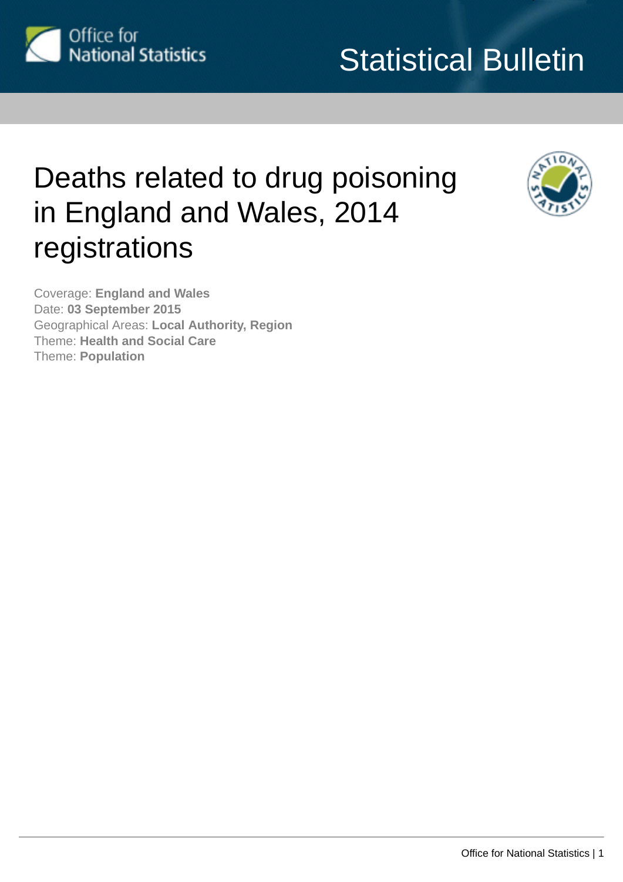Statistical Bulletin

# Deaths related to drug poisoning in England and Wales, 2014 registrations

Coverage: **England and Wales**
Date: **03 September 2015**
Geographical Areas: **Local Authority, Region**
Theme: **Health and Social Care**
Theme: **Population**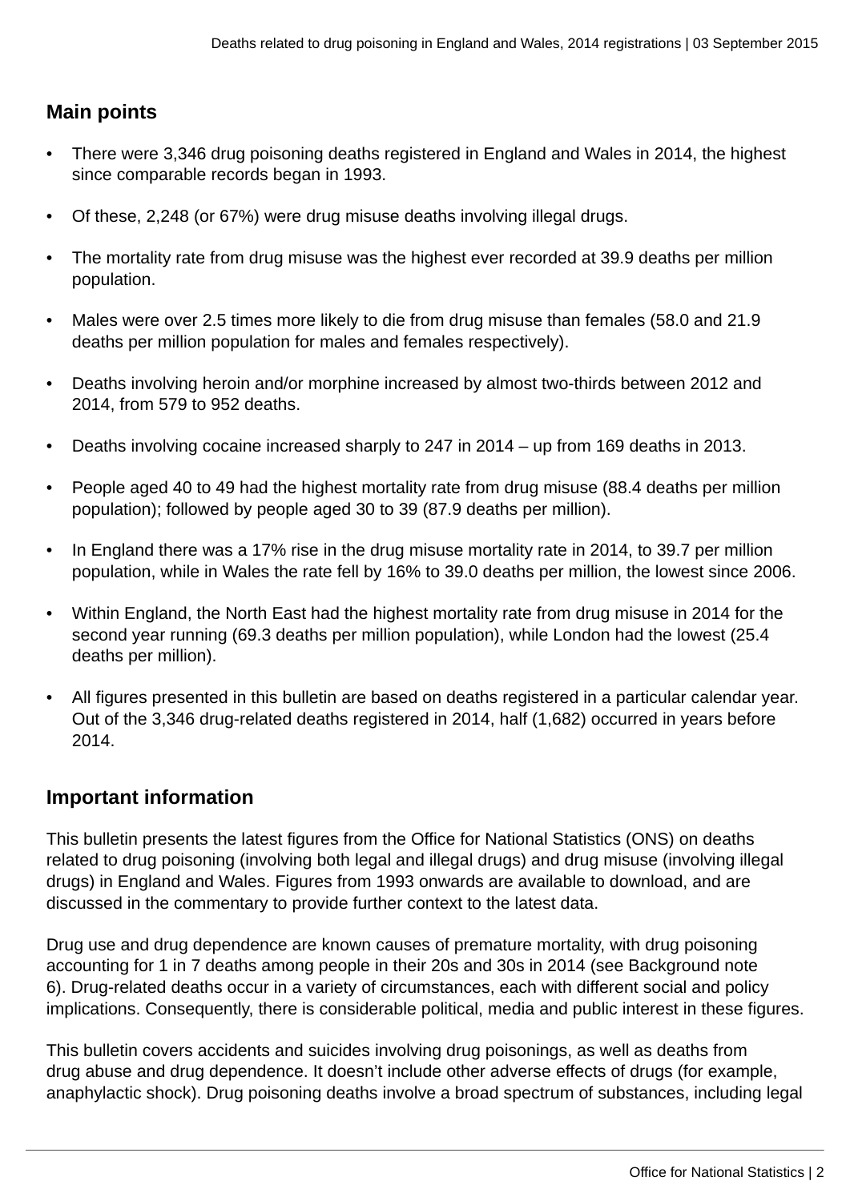## Main points

- There were 3,346 drug poisoning deaths registered in England and Wales in 2014, the highest since comparable records began in 1993.
- Of these, 2,248 (or 67%) were drug misuse deaths involving illegal drugs.
- The mortality rate from drug misuse was the highest ever recorded at 39.9 deaths per million population.
- Males were over 2.5 times more likely to die from drug misuse than females (58.0 and 21.9 deaths per million population for males and females respectively).
- Deaths involving heroin and/or morphine increased by almost two-thirds between 2012 and 2014, from 579 to 952 deaths.
- Deaths involving cocaine increased sharply to 247 in 2014 – up from 169 deaths in 2013.
- People aged 40 to 49 had the highest mortality rate from drug misuse (88.4 deaths per million population); followed by people aged 30 to 39 (87.9 deaths per million).
- In England there was a 17% rise in the drug misuse mortality rate in 2014, to 39.7 per million population, while in Wales the rate fell by 16% to 39.0 deaths per million, the lowest since 2006.
- Within England, the North East had the highest mortality rate from drug misuse in 2014 for the second year running (69.3 deaths per million population), while London had the lowest (25.4 deaths per million).
- All figures presented in this bulletin are based on deaths registered in a particular calendar year. Out of the 3,346 drug-related deaths registered in 2014, half (1,682) occurred in years before 2014.

## Important information

This bulletin presents the latest figures from the Office for National Statistics (ONS) on deaths related to drug poisoning (involving both legal and illegal drugs) and drug misuse (involving illegal drugs) in England and Wales. Figures from 1993 onwards are available to download, and are discussed in the commentary to provide further context to the latest data.

Drug use and drug dependence are known causes of premature mortality, with drug poisoning accounting for 1 in 7 deaths among people in their 20s and 30s in 2014 (see Background note 6). Drug-related deaths occur in a variety of circumstances, each with different social and policy implications. Consequently, there is considerable political, media and public interest in these figures.

This bulletin covers accidents and suicides involving drug poisonings, as well as deaths from drug abuse and drug dependence. It doesn't include other adverse effects of drugs (for example, anaphylactic shock). Drug poisoning deaths involve a broad spectrum of substances, including legal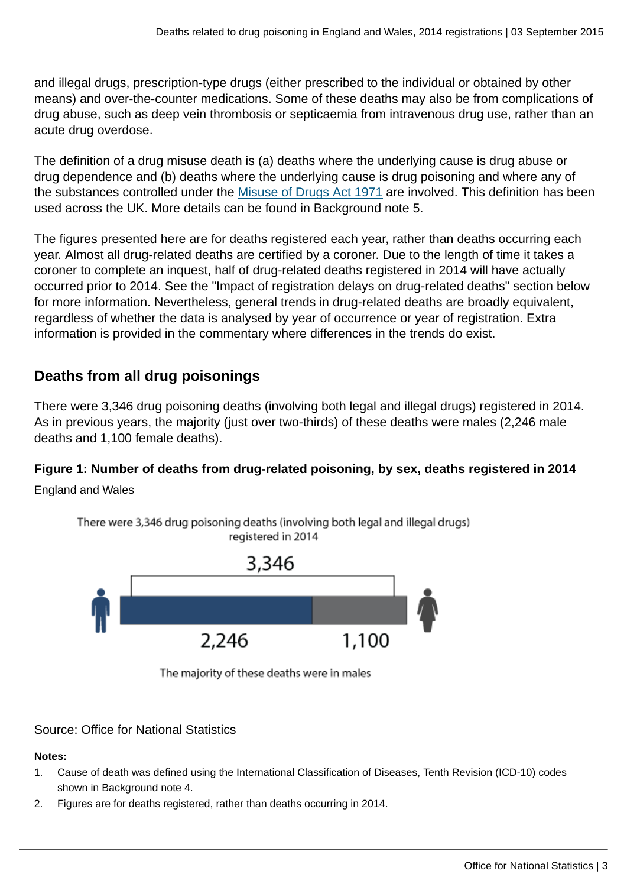and illegal drugs, prescription-type drugs (either prescribed to the individual or obtained by other means) and over-the-counter medications. Some of these deaths may also be from complications of drug abuse, such as deep vein thrombosis or septicaemia from intravenous drug use, rather than an acute drug overdose.

The definition of a drug misuse death is (a) deaths where the underlying cause is drug abuse or drug dependence and (b) deaths where the underlying cause is drug poisoning and where any of the substances controlled under the Misuse of Drugs Act 1971 are involved. This definition has been used across the UK. More details can be found in Background note 5.

The figures presented here are for deaths registered each year, rather than deaths occurring each year. Almost all drug-related deaths are certified by a coroner. Due to the length of time it takes a coroner to complete an inquest, half of drug-related deaths registered in 2014 will have actually occurred prior to 2014. See the "Impact of registration delays on drug-related deaths" section below for more information. Nevertheless, general trends in drug-related deaths are broadly equivalent, regardless of whether the data is analysed by year of occurrence or year of registration. Extra information is provided in the commentary where differences in the trends do exist.

## Deaths from all drug poisonings

There were 3,346 drug poisoning deaths (involving both legal and illegal drugs) registered in 2014. As in previous years, the majority (just over two-thirds) of these deaths were males (2,246 male deaths and 1,100 female deaths).

**Figure 1: Number of deaths from drug-related poisoning, by sex, deaths registered in 2014**

England and Wales

There were 3,346 drug poisoning deaths (involving both legal and illegal drugs) registered in 2014

3,346

2,246 | 1,100

The majority of these deaths were in males

Source: Office for National Statistics

**Notes:**

1. Cause of death was defined using the International Classification of Diseases, Tenth Revision (ICD-10) codes shown in Background note 4.
2. Figures are for deaths registered, rather than deaths occurring in 2014.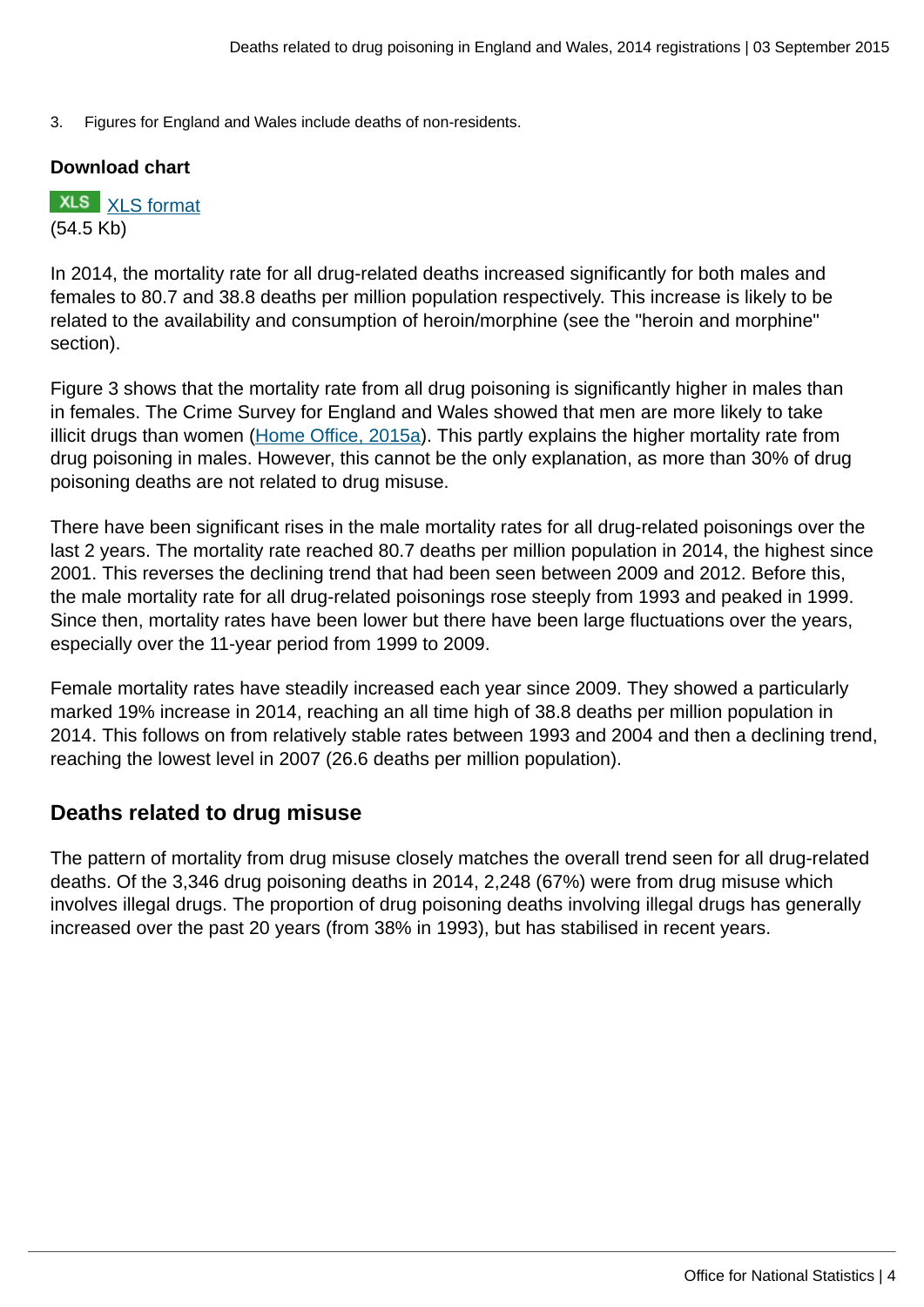3. Figures for England and Wales include deaths of non-residents.

**Download chart**

XLS [XLS format](#)
(54.5 Kb)

In 2014, the mortality rate for all drug-related deaths increased significantly for both males and females to 80.7 and 38.8 deaths per million population respectively. This increase is likely to be related to the availability and consumption of heroin/morphine (see the "heroin and morphine" section).

Figure 3 shows that the mortality rate from all drug poisoning is significantly higher in males than in females. The Crime Survey for England and Wales showed that men are more likely to take illicit drugs than women ([Home Office, 2015a](#)). This partly explains the higher mortality rate from drug poisoning in males. However, this cannot be the only explanation, as more than 30% of drug poisoning deaths are not related to drug misuse.

There have been significant rises in the male mortality rates for all drug-related poisonings over the last 2 years. The mortality rate reached 80.7 deaths per million population in 2014, the highest since 2001. This reverses the declining trend that had been seen between 2009 and 2012. Before this, the male mortality rate for all drug-related poisonings rose steeply from 1993 and peaked in 1999. Since then, mortality rates have been lower but there have been large fluctuations over the years, especially over the 11-year period from 1999 to 2009.

Female mortality rates have steadily increased each year since 2009. They showed a particularly marked 19% increase in 2014, reaching an all time high of 38.8 deaths per million population in 2014. This follows on from relatively stable rates between 1993 and 2004 and then a declining trend, reaching the lowest level in 2007 (26.6 deaths per million population).

## Deaths related to drug misuse

The pattern of mortality from drug misuse closely matches the overall trend seen for all drug-related deaths. Of the 3,346 drug poisoning deaths in 2014, 2,248 (67%) were from drug misuse which involves illegal drugs. The proportion of drug poisoning deaths involving illegal drugs has generally increased over the past 20 years (from 38% in 1993), but has stabilised in recent years.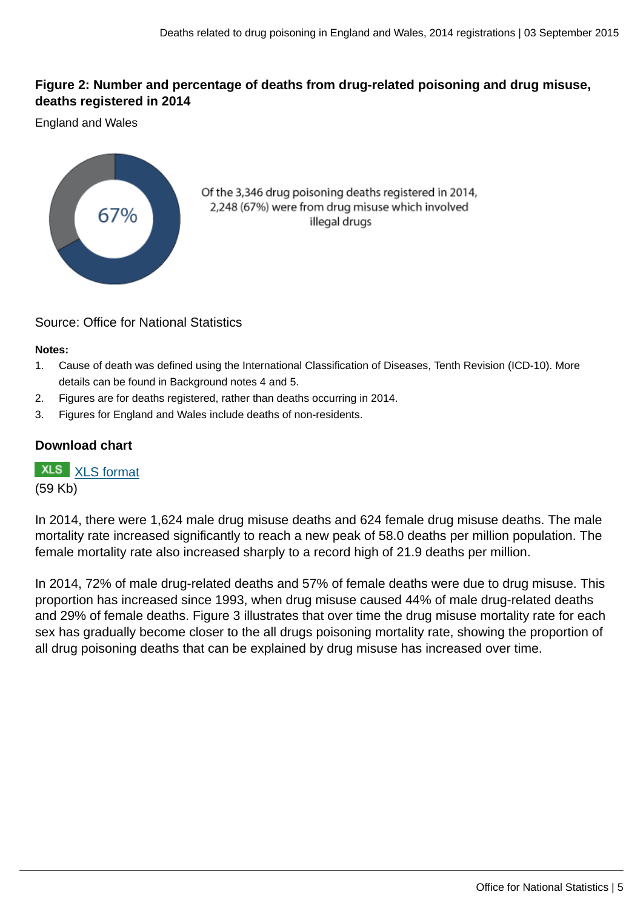### Figure 2: Number and percentage of deaths from drug-related poisoning and drug misuse, deaths registered in 2014

England and Wales

67%

Of the 3,346 drug poisoning deaths registered in 2014, 2,248 (67%) were from drug misuse which involved illegal drugs

Source: Office for National Statistics

**Notes:**

1. Cause of death was defined using the International Classification of Diseases, Tenth Revision (ICD-10). More details can be found in Background notes 4 and 5.
2. Figures are for deaths registered, rather than deaths occurring in 2014.
3. Figures for England and Wales include deaths of non-residents.

**Download chart**

XLS XLS format
(59 Kb)

In 2014, there were 1,624 male drug misuse deaths and 624 female drug misuse deaths. The male mortality rate increased significantly to reach a new peak of 58.0 deaths per million population. The female mortality rate also increased sharply to a record high of 21.9 deaths per million.

In 2014, 72% of male drug-related deaths and 57% of female deaths were due to drug misuse. This proportion has increased since 1993, when drug misuse caused 44% of male drug-related deaths and 29% of female deaths. Figure 3 illustrates that over time the drug misuse mortality rate for each sex has gradually become closer to the all drugs poisoning mortality rate, showing the proportion of all drug poisoning deaths that can be explained by drug misuse has increased over time.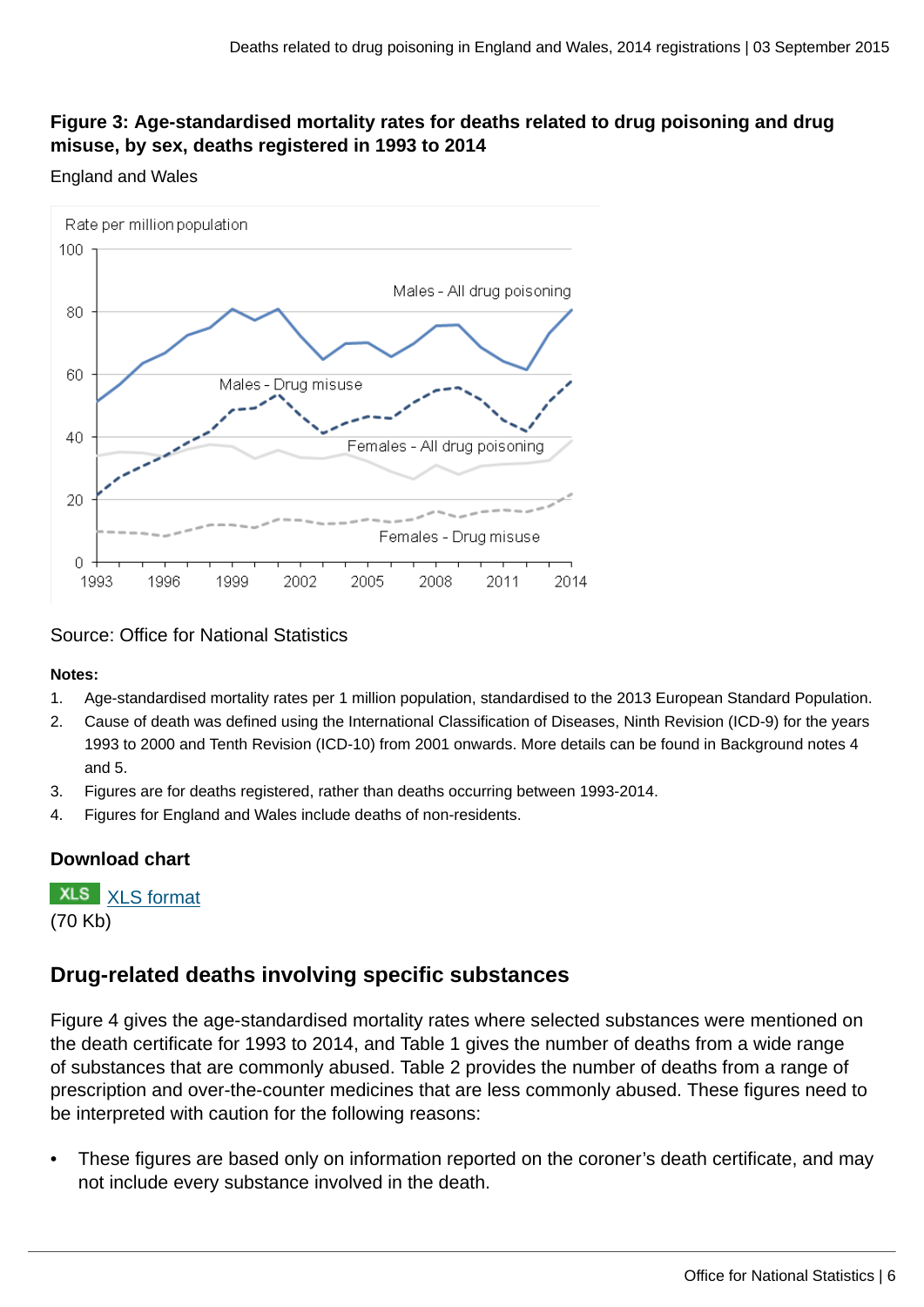### Figure 3: Age-standardised mortality rates for deaths related to drug poisoning and drug misuse, by sex, deaths registered in 1993 to 2014

England and Wales

Source: Office for National Statistics

**Notes:**

1. Age-standardised mortality rates per 1 million population, standardised to the 2013 European Standard Population.
2. Cause of death was defined using the International Classification of Diseases, Ninth Revision (ICD-9) for the years 1993 to 2000 and Tenth Revision (ICD-10) from 2001 onwards. More details can be found in Background notes 4 and 5.
3. Figures are for deaths registered, rather than deaths occurring between 1993-2014.
4. Figures for England and Wales include deaths of non-residents.

**Download chart**

XLS [XLS format](#)
(70 Kb)

## Drug-related deaths involving specific substances

Figure 4 gives the age-standardised mortality rates where selected substances were mentioned on the death certificate for 1993 to 2014, and Table 1 gives the number of deaths from a wide range of substances that are commonly abused. Table 2 provides the number of deaths from a range of prescription and over-the-counter medicines that are less commonly abused. These figures need to be interpreted with caution for the following reasons:

- These figures are based only on information reported on the coroner's death certificate, and may not include every substance involved in the death.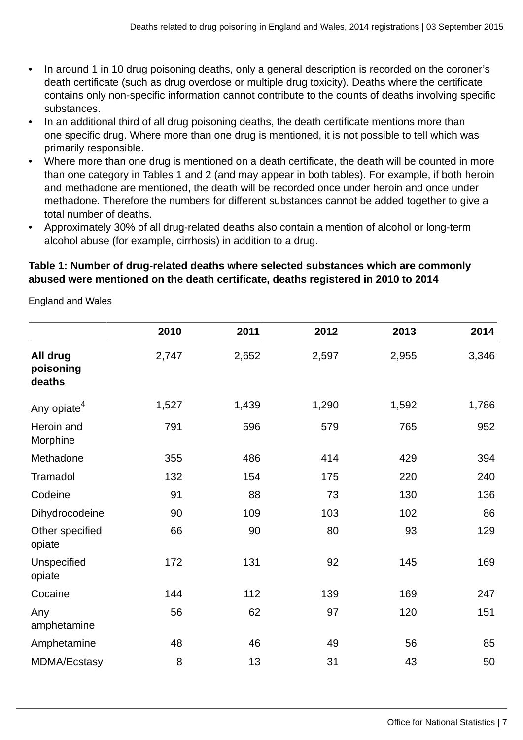- In around 1 in 10 drug poisoning deaths, only a general description is recorded on the coroner's death certificate (such as drug overdose or multiple drug toxicity). Deaths where the certificate contains only non-specific information cannot contribute to the counts of deaths involving specific substances.
- In an additional third of all drug poisoning deaths, the death certificate mentions more than one specific drug. Where more than one drug is mentioned, it is not possible to tell which was primarily responsible.
- Where more than one drug is mentioned on a death certificate, the death will be counted in more than one category in Tables 1 and 2 (and may appear in both tables). For example, if both heroin and methadone are mentioned, the death will be recorded once under heroin and once under methadone. Therefore the numbers for different substances cannot be added together to give a total number of deaths.
- Approximately 30% of all drug-related deaths also contain a mention of alcohol or long-term alcohol abuse (for example, cirrhosis) in addition to a drug.

**Table 1: Number of drug-related deaths where selected substances which are commonly abused were mentioned on the death certificate, deaths registered in 2010 to 2014**

England and Wales

| | 2010 | 2011 | 2012 | 2013 | 2014 |
|---|---|---|---|---|---|
| **All drug poisoning deaths** | 2,747 | 2,652 | 2,597 | 2,955 | 3,346 |
| Any opiate[4] | 1,527 | 1,439 | 1,290 | 1,592 | 1,786 |
| Heroin and Morphine | 791 | 596 | 579 | 765 | 952 |
| Methadone | 355 | 486 | 414 | 429 | 394 |
| Tramadol | 132 | 154 | 175 | 220 | 240 |
| Codeine | 91 | 88 | 73 | 130 | 136 |
| Dihydrocodeine | 90 | 109 | 103 | 102 | 86 |
| Other specified opiate | 66 | 90 | 80 | 93 | 129 |
| Unspecified opiate | 172 | 131 | 92 | 145 | 169 |
| Cocaine | 144 | 112 | 139 | 169 | 247 |
| Any amphetamine | 56 | 62 | 97 | 120 | 151 |
| Amphetamine | 48 | 46 | 49 | 56 | 85 |
| MDMA/Ecstasy | 8 | 13 | 31 | 43 | 50 |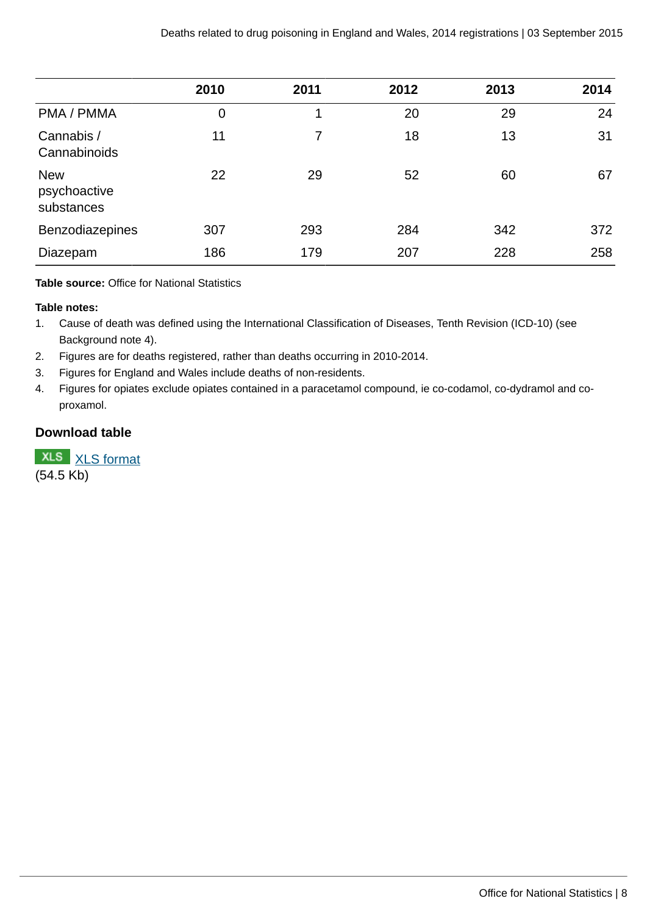| | 2010 | 2011 | 2012 | 2013 | 2014 |
|---|---|---|---|---|---|
| PMA / PMMA | 0 | 1 | 20 | 29 | 24 |
| Cannabis / Cannabinoids | 11 | 7 | 18 | 13 | 31 |
| New psychoactive substances | 22 | 29 | 52 | 60 | 67 |
| Benzodiazepines | 307 | 293 | 284 | 342 | 372 |
| Diazepam | 186 | 179 | 207 | 228 | 258 |

**Table source:** Office for National Statistics

**Table notes:**

1. Cause of death was defined using the International Classification of Diseases, Tenth Revision (ICD-10) (see Background note 4).
2. Figures are for deaths registered, rather than deaths occurring in 2010-2014.
3. Figures for England and Wales include deaths of non-residents.
4. Figures for opiates exclude opiates contained in a paracetamol compound, ie co-codamol, co-dydramol and co-proxamol.

**Download table**

XLS [XLS format](XLS format)
(54.5 Kb)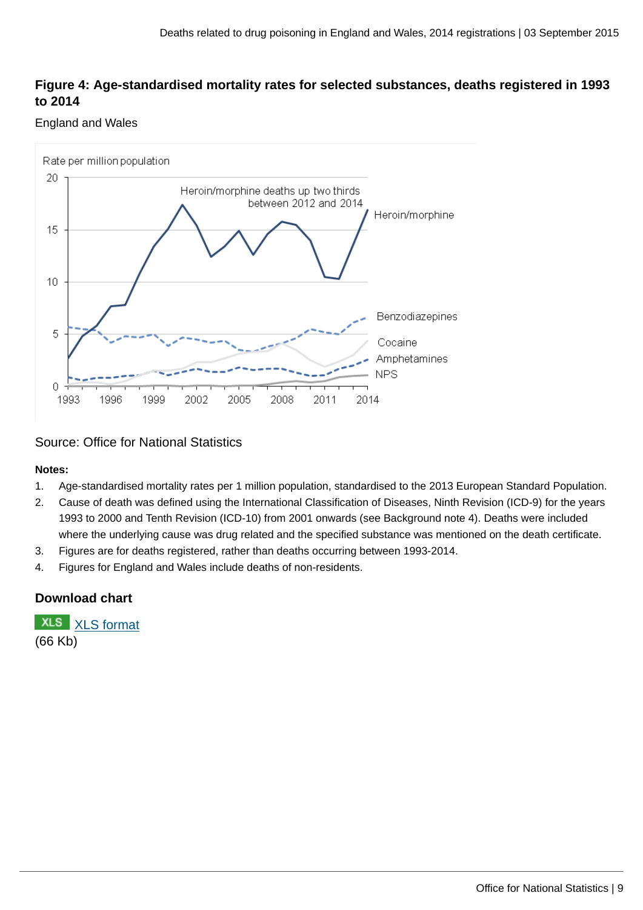### Figure 4: Age-standardised mortality rates for selected substances, deaths registered in 1993 to 2014

England and Wales

Rate per million population

Heroin/morphine deaths up two thirds between 2012 and 2014

Heroin/morphine

Benzodiazepines

Cocaine

Amphetamines

NPS

Source: Office for National Statistics

**Notes:**

1. Age-standardised mortality rates per 1 million population, standardised to the 2013 European Standard Population.
2. Cause of death was defined using the International Classification of Diseases, Ninth Revision (ICD-9) for the years 1993 to 2000 and Tenth Revision (ICD-10) from 2001 onwards (see Background note 4). Deaths were included where the underlying cause was drug related and the specified substance was mentioned on the death certificate.
3. Figures are for deaths registered, rather than deaths occurring between 1993-2014.
4. Figures for England and Wales include deaths of non-residents.

### Download chart

XLS XLS format
(66 Kb)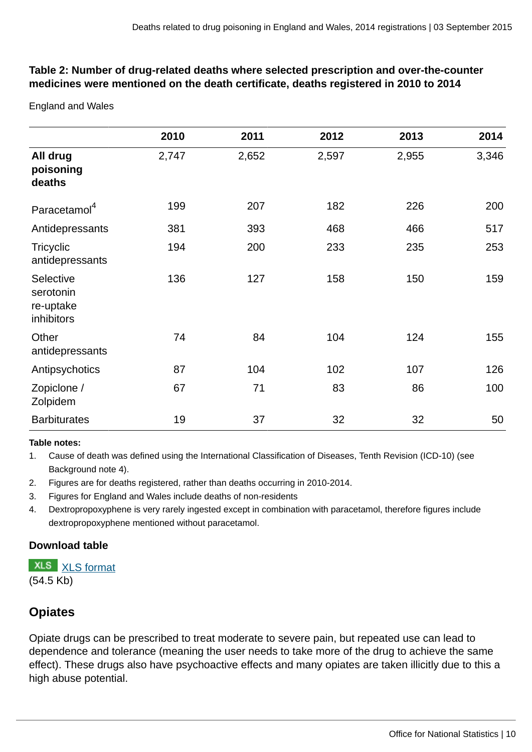**Table 2: Number of drug-related deaths where selected prescription and over-the-counter medicines were mentioned on the death certificate, deaths registered in 2010 to 2014**

England and Wales

| | 2010 | 2011 | 2012 | 2013 | 2014 |
|---|---|---|---|---|---|
| **All drug poisoning deaths** | 2,747 | 2,652 | 2,597 | 2,955 | 3,346 |
| Paracetamol[4] | 199 | 207 | 182 | 226 | 200 |
| Antidepressants | 381 | 393 | 468 | 466 | 517 |
| Tricyclic antidepressants | 194 | 200 | 233 | 235 | 253 |
| Selective serotonin re-uptake inhibitors | 136 | 127 | 158 | 150 | 159 |
| Other antidepressants | 74 | 84 | 104 | 124 | 155 |
| Antipsychotics | 87 | 104 | 102 | 107 | 126 |
| Zopiclone / Zolpidem | 67 | 71 | 83 | 86 | 100 |
| Barbiturates | 19 | 37 | 32 | 32 | 50 |

**Table notes:**

1. Cause of death was defined using the International Classification of Diseases, Tenth Revision (ICD-10) (see Background note 4).
2. Figures are for deaths registered, rather than deaths occurring in 2010-2014.
3. Figures for England and Wales include deaths of non-residents
4. Dextropropoxyphene is very rarely ingested except in combination with paracetamol, therefore figures include dextropropoxyphene mentioned without paracetamol.

**Download table**

XLS XLS format (54.5 Kb)

## Opiates

Opiate drugs can be prescribed to treat moderate to severe pain, but repeated use can lead to dependence and tolerance (meaning the user needs to take more of the drug to achieve the same effect). These drugs also have psychoactive effects and many opiates are taken illicitly due to this a high abuse potential.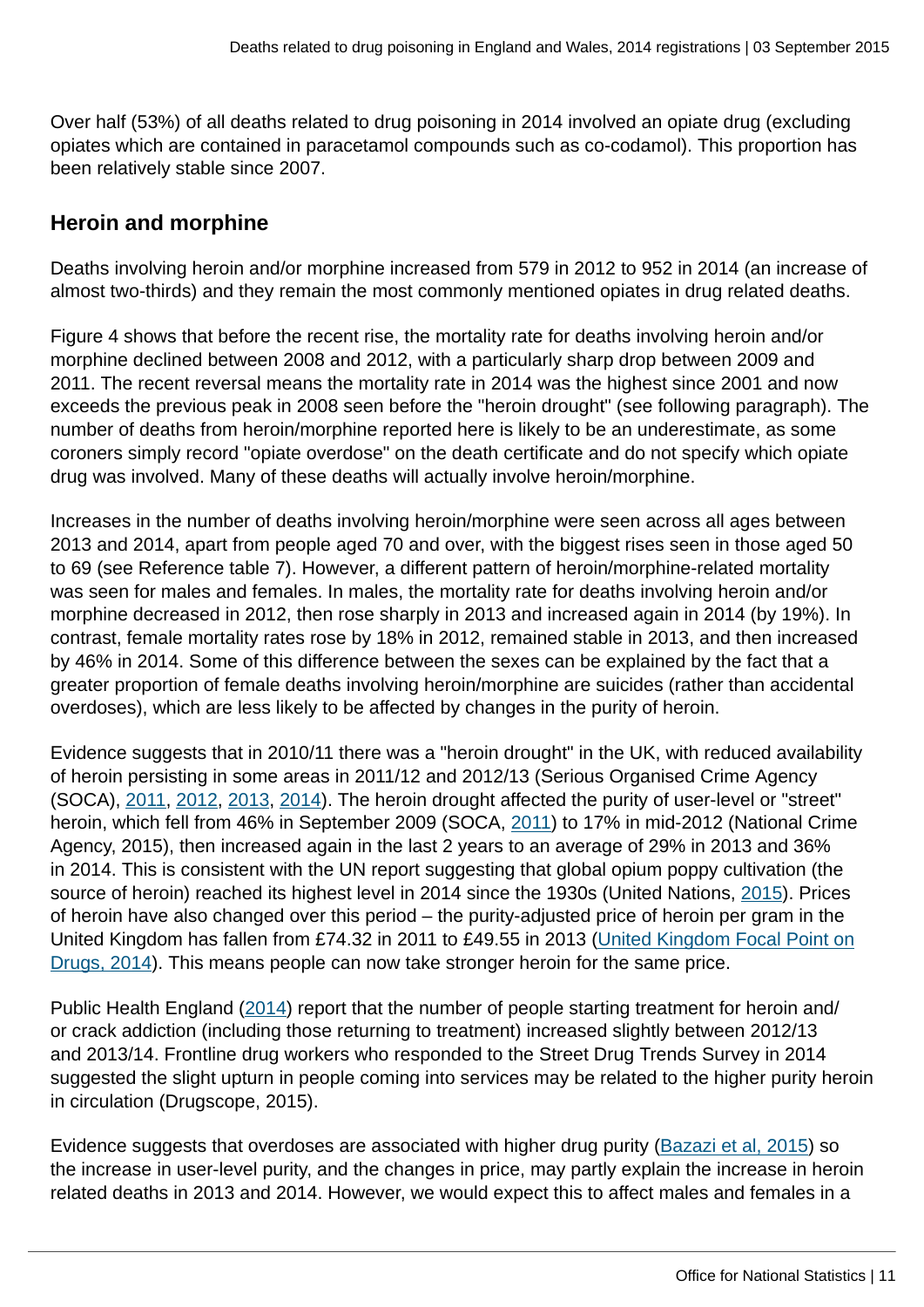Over half (53%) of all deaths related to drug poisoning in 2014 involved an opiate drug (excluding opiates which are contained in paracetamol compounds such as co-codamol). This proportion has been relatively stable since 2007.

## Heroin and morphine

Deaths involving heroin and/or morphine increased from 579 in 2012 to 952 in 2014 (an increase of almost two-thirds) and they remain the most commonly mentioned opiates in drug related deaths.

Figure 4 shows that before the recent rise, the mortality rate for deaths involving heroin and/or morphine declined between 2008 and 2012, with a particularly sharp drop between 2009 and 2011. The recent reversal means the mortality rate in 2014 was the highest since 2001 and now exceeds the previous peak in 2008 seen before the "heroin drought" (see following paragraph). The number of deaths from heroin/morphine reported here is likely to be an underestimate, as some coroners simply record "opiate overdose" on the death certificate and do not specify which opiate drug was involved. Many of these deaths will actually involve heroin/morphine.

Increases in the number of deaths involving heroin/morphine were seen across all ages between 2013 and 2014, apart from people aged 70 and over, with the biggest rises seen in those aged 50 to 69 (see Reference table 7). However, a different pattern of heroin/morphine-related mortality was seen for males and females. In males, the mortality rate for deaths involving heroin and/or morphine decreased in 2012, then rose sharply in 2013 and increased again in 2014 (by 19%). In contrast, female mortality rates rose by 18% in 2012, remained stable in 2013, and then increased by 46% in 2014. Some of this difference between the sexes can be explained by the fact that a greater proportion of female deaths involving heroin/morphine are suicides (rather than accidental overdoses), which are less likely to be affected by changes in the purity of heroin.

Evidence suggests that in 2010/11 there was a "heroin drought" in the UK, with reduced availability of heroin persisting in some areas in 2011/12 and 2012/13 (Serious Organised Crime Agency (SOCA), 2011, 2012, 2013, 2014). The heroin drought affected the purity of user-level or "street" heroin, which fell from 46% in September 2009 (SOCA, 2011) to 17% in mid-2012 (National Crime Agency, 2015), then increased again in the last 2 years to an average of 29% in 2013 and 36% in 2014. This is consistent with the UN report suggesting that global opium poppy cultivation (the source of heroin) reached its highest level in 2014 since the 1930s (United Nations, 2015). Prices of heroin have also changed over this period – the purity-adjusted price of heroin per gram in the United Kingdom has fallen from £74.32 in 2011 to £49.55 in 2013 (United Kingdom Focal Point on Drugs, 2014). This means people can now take stronger heroin for the same price.

Public Health England (2014) report that the number of people starting treatment for heroin and/or crack addiction (including those returning to treatment) increased slightly between 2012/13 and 2013/14. Frontline drug workers who responded to the Street Drug Trends Survey in 2014 suggested the slight upturn in people coming into services may be related to the higher purity heroin in circulation (Drugscope, 2015).

Evidence suggests that overdoses are associated with higher drug purity (Bazazi et al, 2015) so the increase in user-level purity, and the changes in price, may partly explain the increase in heroin related deaths in 2013 and 2014. However, we would expect this to affect males and females in a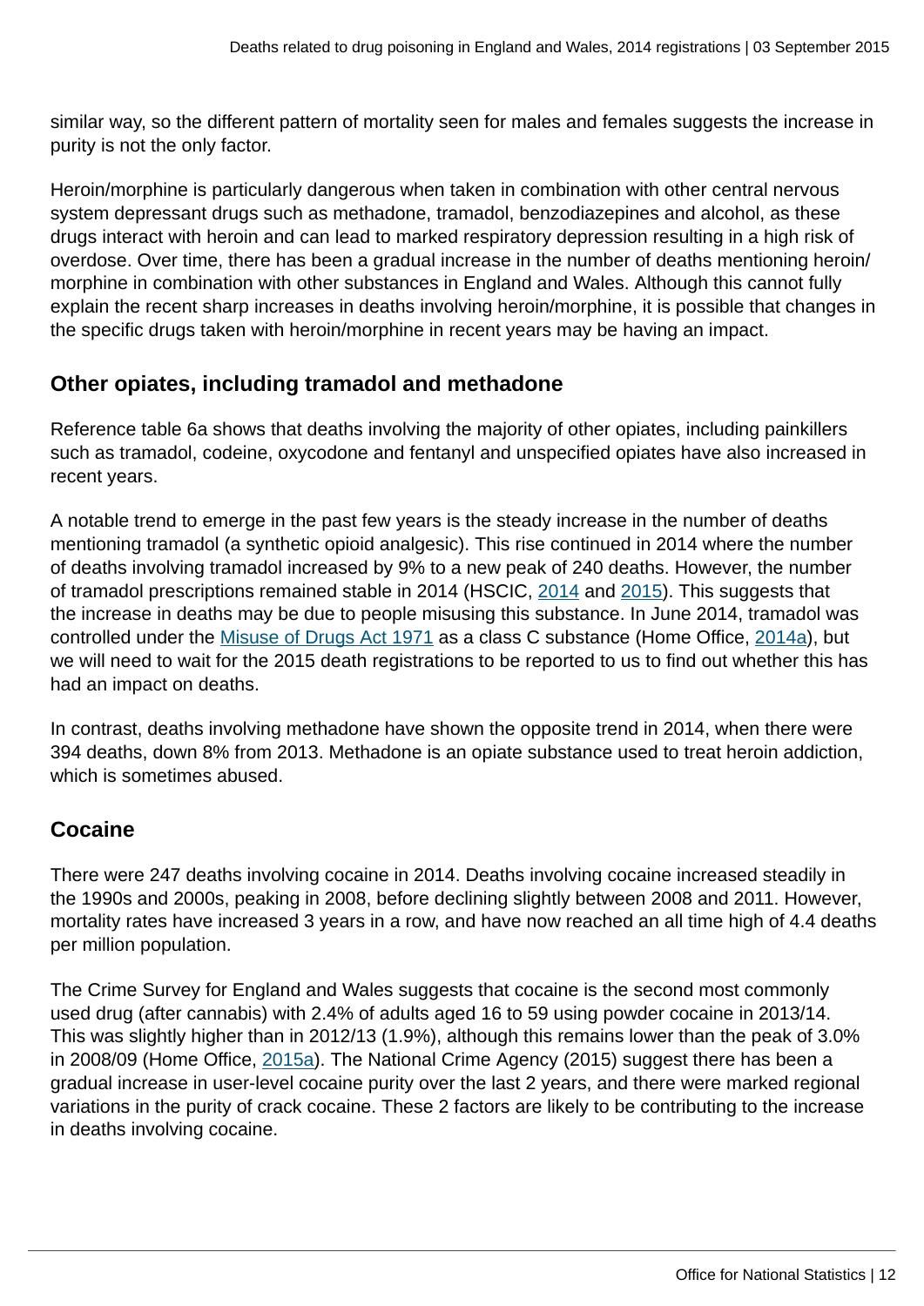similar way, so the different pattern of mortality seen for males and females suggests the increase in purity is not the only factor.

Heroin/morphine is particularly dangerous when taken in combination with other central nervous system depressant drugs such as methadone, tramadol, benzodiazepines and alcohol, as these drugs interact with heroin and can lead to marked respiratory depression resulting in a high risk of overdose. Over time, there has been a gradual increase in the number of deaths mentioning heroin/ morphine in combination with other substances in England and Wales. Although this cannot fully explain the recent sharp increases in deaths involving heroin/morphine, it is possible that changes in the specific drugs taken with heroin/morphine in recent years may be having an impact.

### Other opiates, including tramadol and methadone

Reference table 6a shows that deaths involving the majority of other opiates, including painkillers such as tramadol, codeine, oxycodone and fentanyl and unspecified opiates have also increased in recent years.

A notable trend to emerge in the past few years is the steady increase in the number of deaths mentioning tramadol (a synthetic opioid analgesic). This rise continued in 2014 where the number of deaths involving tramadol increased by 9% to a new peak of 240 deaths. However, the number of tramadol prescriptions remained stable in 2014 (HSCIC, 2014 and 2015). This suggests that the increase in deaths may be due to people misusing this substance. In June 2014, tramadol was controlled under the Misuse of Drugs Act 1971 as a class C substance (Home Office, 2014a), but we will need to wait for the 2015 death registrations to be reported to us to find out whether this has had an impact on deaths.

In contrast, deaths involving methadone have shown the opposite trend in 2014, when there were 394 deaths, down 8% from 2013. Methadone is an opiate substance used to treat heroin addiction, which is sometimes abused.

### Cocaine

There were 247 deaths involving cocaine in 2014. Deaths involving cocaine increased steadily in the 1990s and 2000s, peaking in 2008, before declining slightly between 2008 and 2011. However, mortality rates have increased 3 years in a row, and have now reached an all time high of 4.4 deaths per million population.

The Crime Survey for England and Wales suggests that cocaine is the second most commonly used drug (after cannabis) with 2.4% of adults aged 16 to 59 using powder cocaine in 2013/14. This was slightly higher than in 2012/13 (1.9%), although this remains lower than the peak of 3.0% in 2008/09 (Home Office, 2015a). The National Crime Agency (2015) suggest there has been a gradual increase in user-level cocaine purity over the last 2 years, and there were marked regional variations in the purity of crack cocaine. These 2 factors are likely to be contributing to the increase in deaths involving cocaine.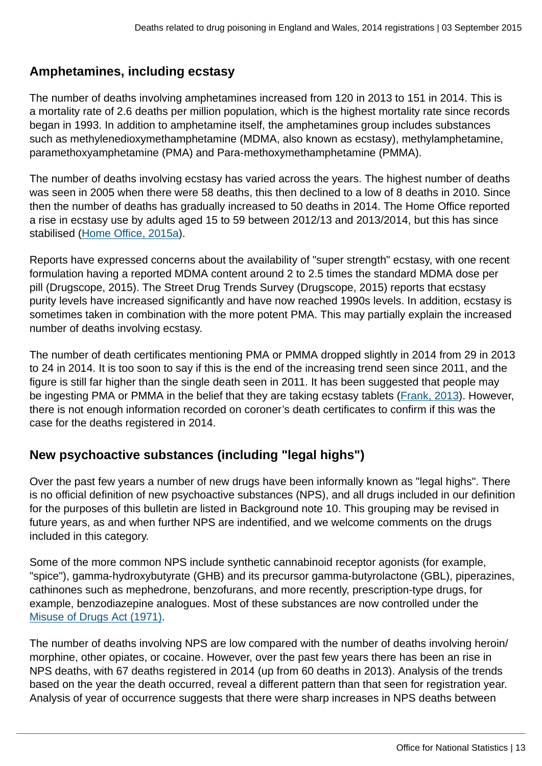## Amphetamines, including ecstasy

The number of deaths involving amphetamines increased from 120 in 2013 to 151 in 2014. This is a mortality rate of 2.6 deaths per million population, which is the highest mortality rate since records began in 1993. In addition to amphetamine itself, the amphetamines group includes substances such as methylenedioxymethamphetamine (MDMA, also known as ecstasy), methylamphetamine, paramethoxyamphetamine (PMA) and Para-methoxymethamphetamine (PMMA).

The number of deaths involving ecstasy has varied across the years. The highest number of deaths was seen in 2005 when there were 58 deaths, this then declined to a low of 8 deaths in 2010. Since then the number of deaths has gradually increased to 50 deaths in 2014. The Home Office reported a rise in ecstasy use by adults aged 15 to 59 between 2012/13 and 2013/2014, but this has since stabilised (Home Office, 2015a).

Reports have expressed concerns about the availability of "super strength" ecstasy, with one recent formulation having a reported MDMA content around 2 to 2.5 times the standard MDMA dose per pill (Drugscope, 2015). The Street Drug Trends Survey (Drugscope, 2015) reports that ecstasy purity levels have increased significantly and have now reached 1990s levels. In addition, ecstasy is sometimes taken in combination with the more potent PMA. This may partially explain the increased number of deaths involving ecstasy.

The number of death certificates mentioning PMA or PMMA dropped slightly in 2014 from 29 in 2013 to 24 in 2014. It is too soon to say if this is the end of the increasing trend seen since 2011, and the figure is still far higher than the single death seen in 2011. It has been suggested that people may be ingesting PMA or PMMA in the belief that they are taking ecstasy tablets (Frank, 2013). However, there is not enough information recorded on coroner's death certificates to confirm if this was the case for the deaths registered in 2014.

## New psychoactive substances (including "legal highs")

Over the past few years a number of new drugs have been informally known as "legal highs". There is no official definition of new psychoactive substances (NPS), and all drugs included in our definition for the purposes of this bulletin are listed in Background note 10. This grouping may be revised in future years, as and when further NPS are indentified, and we welcome comments on the drugs included in this category.

Some of the more common NPS include synthetic cannabinoid receptor agonists (for example, "spice"), gamma-hydroxybutyrate (GHB) and its precursor gamma-butyrolactone (GBL), piperazines, cathinones such as mephedrone, benzofurans, and more recently, prescription-type drugs, for example, benzodiazepine analogues. Most of these substances are now controlled under the Misuse of Drugs Act (1971).

The number of deaths involving NPS are low compared with the number of deaths involving heroin/morphine, other opiates, or cocaine. However, over the past few years there has been an rise in NPS deaths, with 67 deaths registered in 2014 (up from 60 deaths in 2013). Analysis of the trends based on the year the death occurred, reveal a different pattern than that seen for registration year. Analysis of year of occurrence suggests that there were sharp increases in NPS deaths between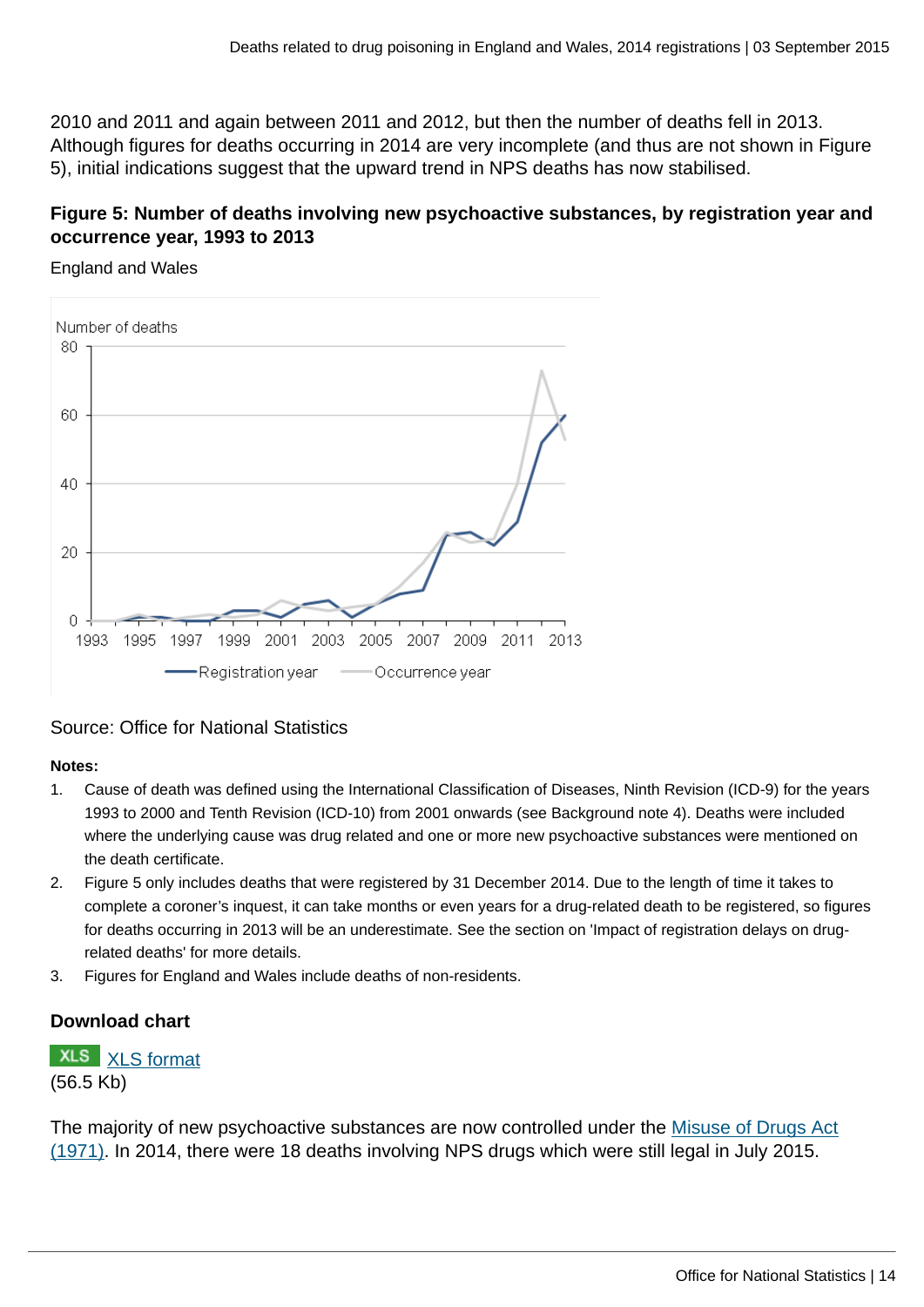2010 and 2011 and again between 2011 and 2012, but then the number of deaths fell in 2013. Although figures for deaths occurring in 2014 are very incomplete (and thus are not shown in Figure 5), initial indications suggest that the upward trend in NPS deaths has now stabilised.

### Figure 5: Number of deaths involving new psychoactive substances, by registration year and occurrence year, 1993 to 2013

England and Wales

Source: Office for National Statistics

**Notes:**

1. Cause of death was defined using the International Classification of Diseases, Ninth Revision (ICD-9) for the years 1993 to 2000 and Tenth Revision (ICD-10) from 2001 onwards (see Background note 4). Deaths were included where the underlying cause was drug related and one or more new psychoactive substances were mentioned on the death certificate.
2. Figure 5 only includes deaths that were registered by 31 December 2014. Due to the length of time it takes to complete a coroner's inquest, it can take months or even years for a drug-related death to be registered, so figures for deaths occurring in 2013 will be an underestimate. See the section on 'Impact of registration delays on drug-related deaths' for more details.
3. Figures for England and Wales include deaths of non-residents.

### Download chart

XLS [XLS format](#)
(56.5 Kb)

The majority of new psychoactive substances are now controlled under the [Misuse of Drugs Act (1971)](#). In 2014, there were 18 deaths involving NPS drugs which were still legal in July 2015.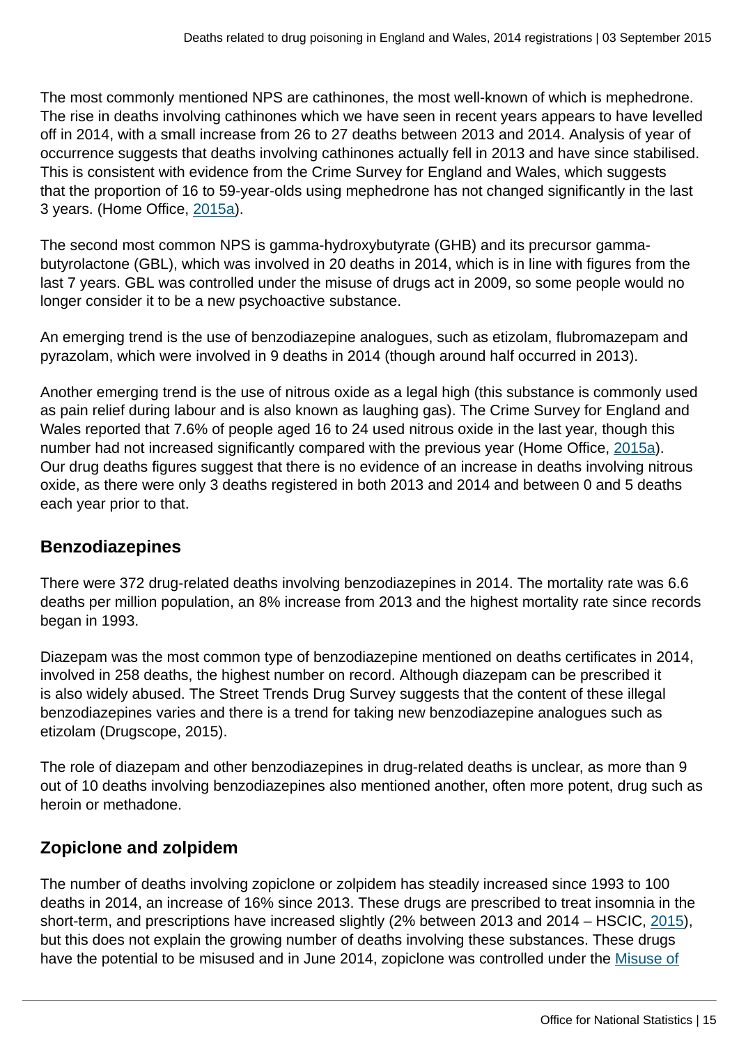The most commonly mentioned NPS are cathinones, the most well-known of which is mephedrone. The rise in deaths involving cathinones which we have seen in recent years appears to have levelled off in 2014, with a small increase from 26 to 27 deaths between 2013 and 2014. Analysis of year of occurrence suggests that deaths involving cathinones actually fell in 2013 and have since stabilised. This is consistent with evidence from the Crime Survey for England and Wales, which suggests that the proportion of 16 to 59-year-olds using mephedrone has not changed significantly in the last 3 years. (Home Office, 2015a).

The second most common NPS is gamma-hydroxybutyrate (GHB) and its precursor gamma-butyrolactone (GBL), which was involved in 20 deaths in 2014, which is in line with figures from the last 7 years. GBL was controlled under the misuse of drugs act in 2009, so some people would no longer consider it to be a new psychoactive substance.

An emerging trend is the use of benzodiazepine analogues, such as etizolam, flubromazepam and pyrazolam, which were involved in 9 deaths in 2014 (though around half occurred in 2013).

Another emerging trend is the use of nitrous oxide as a legal high (this substance is commonly used as pain relief during labour and is also known as laughing gas). The Crime Survey for England and Wales reported that 7.6% of people aged 16 to 24 used nitrous oxide in the last year, though this number had not increased significantly compared with the previous year (Home Office, 2015a). Our drug deaths figures suggest that there is no evidence of an increase in deaths involving nitrous oxide, as there were only 3 deaths registered in both 2013 and 2014 and between 0 and 5 deaths each year prior to that.

## Benzodiazepines

There were 372 drug-related deaths involving benzodiazepines in 2014. The mortality rate was 6.6 deaths per million population, an 8% increase from 2013 and the highest mortality rate since records began in 1993.

Diazepam was the most common type of benzodiazepine mentioned on deaths certificates in 2014, involved in 258 deaths, the highest number on record. Although diazepam can be prescribed it is also widely abused. The Street Trends Drug Survey suggests that the content of these illegal benzodiazepines varies and there is a trend for taking new benzodiazepine analogues such as etizolam (Drugscope, 2015).

The role of diazepam and other benzodiazepines in drug-related deaths is unclear, as more than 9 out of 10 deaths involving benzodiazepines also mentioned another, often more potent, drug such as heroin or methadone.

## Zopiclone and zolpidem

The number of deaths involving zopiclone or zolpidem has steadily increased since 1993 to 100 deaths in 2014, an increase of 16% since 2013. These drugs are prescribed to treat insomnia in the short-term, and prescriptions have increased slightly (2% between 2013 and 2014 – HSCIC, 2015), but this does not explain the growing number of deaths involving these substances. These drugs have the potential to be misused and in June 2014, zopiclone was controlled under the Misuse of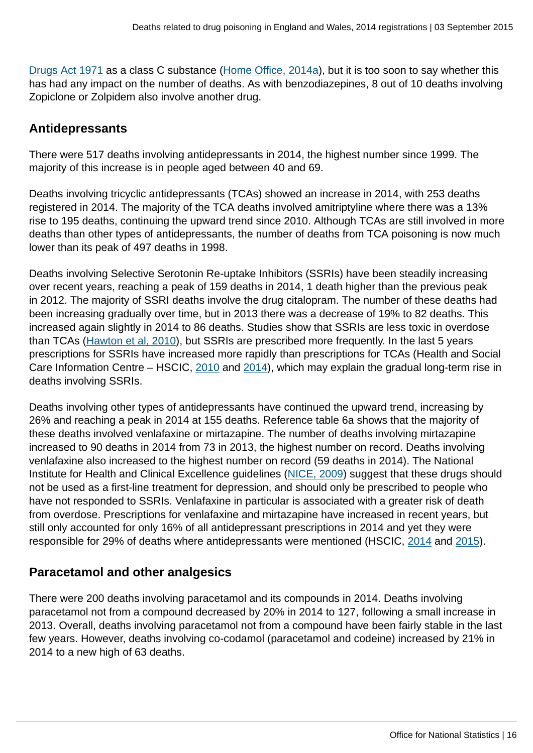Drugs Act 1971 as a class C substance (Home Office, 2014a), but it is too soon to say whether this has had any impact on the number of deaths. As with benzodiazepines, 8 out of 10 deaths involving Zopiclone or Zolpidem also involve another drug.

## Antidepressants

There were 517 deaths involving antidepressants in 2014, the highest number since 1999. The majority of this increase is in people aged between 40 and 69.

Deaths involving tricyclic antidepressants (TCAs) showed an increase in 2014, with 253 deaths registered in 2014. The majority of the TCA deaths involved amitriptyline where there was a 13% rise to 195 deaths, continuing the upward trend since 2010. Although TCAs are still involved in more deaths than other types of antidepressants, the number of deaths from TCA poisoning is now much lower than its peak of 497 deaths in 1998.

Deaths involving Selective Serotonin Re-uptake Inhibitors (SSRIs) have been steadily increasing over recent years, reaching a peak of 159 deaths in 2014, 1 death higher than the previous peak in 2012. The majority of SSRI deaths involve the drug citalopram. The number of these deaths had been increasing gradually over time, but in 2013 there was a decrease of 19% to 82 deaths. This increased again slightly in 2014 to 86 deaths. Studies show that SSRIs are less toxic in overdose than TCAs (Hawton et al, 2010), but SSRIs are prescribed more frequently. In the last 5 years prescriptions for SSRIs have increased more rapidly than prescriptions for TCAs (Health and Social Care Information Centre – HSCIC, 2010 and 2014), which may explain the gradual long-term rise in deaths involving SSRIs.

Deaths involving other types of antidepressants have continued the upward trend, increasing by 26% and reaching a peak in 2014 at 155 deaths. Reference table 6a shows that the majority of these deaths involved venlafaxine or mirtazapine. The number of deaths involving mirtazapine increased to 90 deaths in 2014 from 73 in 2013, the highest number on record. Deaths involving venlafaxine also increased to the highest number on record (59 deaths in 2014). The National Institute for Health and Clinical Excellence guidelines (NICE, 2009) suggest that these drugs should not be used as a first-line treatment for depression, and should only be prescribed to people who have not responded to SSRIs. Venlafaxine in particular is associated with a greater risk of death from overdose. Prescriptions for venlafaxine and mirtazapine have increased in recent years, but still only accounted for only 16% of all antidepressant prescriptions in 2014 and yet they were responsible for 29% of deaths where antidepressants were mentioned (HSCIC, 2014 and 2015).

## Paracetamol and other analgesics

There were 200 deaths involving paracetamol and its compounds in 2014. Deaths involving paracetamol not from a compound decreased by 20% in 2014 to 127, following a small increase in 2013. Overall, deaths involving paracetamol not from a compound have been fairly stable in the last few years. However, deaths involving co-codamol (paracetamol and codeine) increased by 21% in 2014 to a new high of 63 deaths.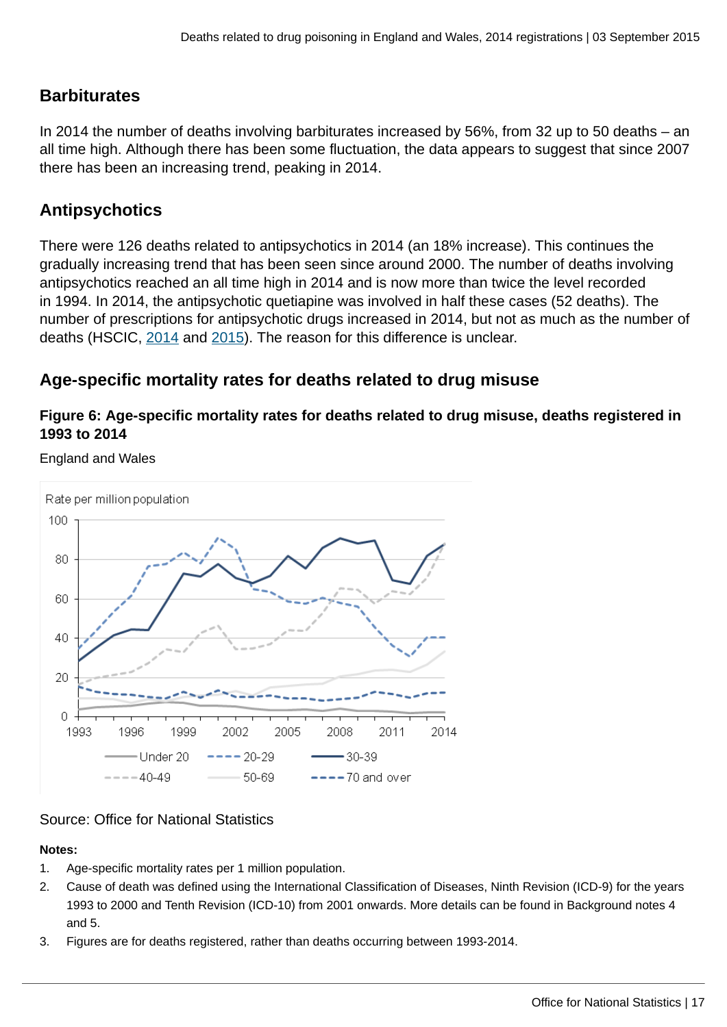## Barbiturates

In 2014 the number of deaths involving barbiturates increased by 56%, from 32 up to 50 deaths – an all time high. Although there has been some fluctuation, the data appears to suggest that since 2007 there has been an increasing trend, peaking in 2014.

## Antipsychotics

There were 126 deaths related to antipsychotics in 2014 (an 18% increase). This continues the gradually increasing trend that has been seen since around 2000. The number of deaths involving antipsychotics reached an all time high in 2014 and is now more than twice the level recorded in 1994. In 2014, the antipsychotic quetiapine was involved in half these cases (52 deaths). The number of prescriptions for antipsychotic drugs increased in 2014, but not as much as the number of deaths (HSCIC, 2014 and 2015). The reason for this difference is unclear.

## Age-specific mortality rates for deaths related to drug misuse

### Figure 6: Age-specific mortality rates for deaths related to drug misuse, deaths registered in 1993 to 2014

England and Wales

Rate per million population

Legend: Under 20, 20-29, 30-39, 40-49, 50-69, 70 and over

Source: Office for National Statistics

**Notes:**

1. Age-specific mortality rates per 1 million population.
2. Cause of death was defined using the International Classification of Diseases, Ninth Revision (ICD-9) for the years 1993 to 2000 and Tenth Revision (ICD-10) from 2001 onwards. More details can be found in Background notes 4 and 5.
3. Figures are for deaths registered, rather than deaths occurring between 1993-2014.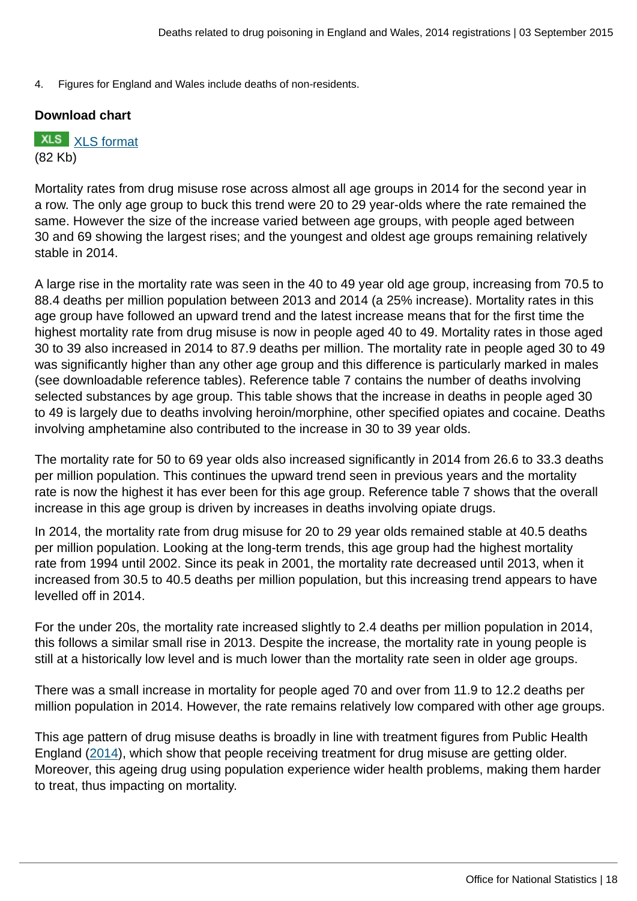4. Figures for England and Wales include deaths of non-residents.

**Download chart**

XLS [XLS format](#)
(82 Kb)

Mortality rates from drug misuse rose across almost all age groups in 2014 for the second year in a row. The only age group to buck this trend were 20 to 29 year-olds where the rate remained the same. However the size of the increase varied between age groups, with people aged between 30 and 69 showing the largest rises; and the youngest and oldest age groups remaining relatively stable in 2014.

A large rise in the mortality rate was seen in the 40 to 49 year old age group, increasing from 70.5 to 88.4 deaths per million population between 2013 and 2014 (a 25% increase). Mortality rates in this age group have followed an upward trend and the latest increase means that for the first time the highest mortality rate from drug misuse is now in people aged 40 to 49. Mortality rates in those aged 30 to 39 also increased in 2014 to 87.9 deaths per million. The mortality rate in people aged 30 to 49 was significantly higher than any other age group and this difference is particularly marked in males (see downloadable reference tables). Reference table 7 contains the number of deaths involving selected substances by age group. This table shows that the increase in deaths in people aged 30 to 49 is largely due to deaths involving heroin/morphine, other specified opiates and cocaine. Deaths involving amphetamine also contributed to the increase in 30 to 39 year olds.

The mortality rate for 50 to 69 year olds also increased significantly in 2014 from 26.6 to 33.3 deaths per million population. This continues the upward trend seen in previous years and the mortality rate is now the highest it has ever been for this age group. Reference table 7 shows that the overall increase in this age group is driven by increases in deaths involving opiate drugs.

In 2014, the mortality rate from drug misuse for 20 to 29 year olds remained stable at 40.5 deaths per million population. Looking at the long-term trends, this age group had the highest mortality rate from 1994 until 2002. Since its peak in 2001, the mortality rate decreased until 2013, when it increased from 30.5 to 40.5 deaths per million population, but this increasing trend appears to have levelled off in 2014.

For the under 20s, the mortality rate increased slightly to 2.4 deaths per million population in 2014, this follows a similar small rise in 2013. Despite the increase, the mortality rate in young people is still at a historically low level and is much lower than the mortality rate seen in older age groups.

There was a small increase in mortality for people aged 70 and over from 11.9 to 12.2 deaths per million population in 2014. However, the rate remains relatively low compared with other age groups.

This age pattern of drug misuse deaths is broadly in line with treatment figures from Public Health England ([2014](#)), which show that people receiving treatment for drug misuse are getting older. Moreover, this ageing drug using population experience wider health problems, making them harder to treat, thus impacting on mortality.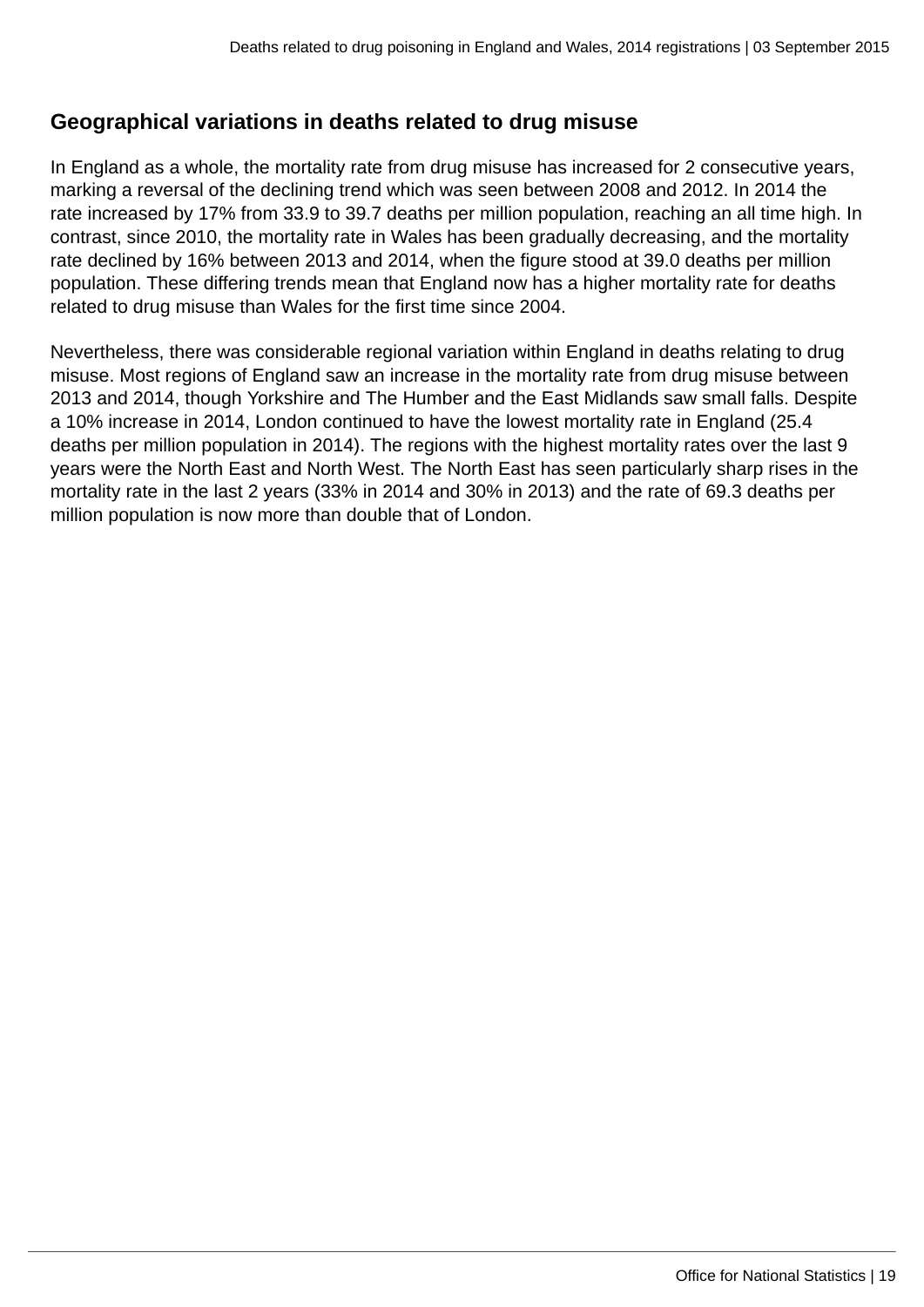## Geographical variations in deaths related to drug misuse

In England as a whole, the mortality rate from drug misuse has increased for 2 consecutive years, marking a reversal of the declining trend which was seen between 2008 and 2012. In 2014 the rate increased by 17% from 33.9 to 39.7 deaths per million population, reaching an all time high. In contrast, since 2010, the mortality rate in Wales has been gradually decreasing, and the mortality rate declined by 16% between 2013 and 2014, when the figure stood at 39.0 deaths per million population. These differing trends mean that England now has a higher mortality rate for deaths related to drug misuse than Wales for the first time since 2004.

Nevertheless, there was considerable regional variation within England in deaths relating to drug misuse. Most regions of England saw an increase in the mortality rate from drug misuse between 2013 and 2014, though Yorkshire and The Humber and the East Midlands saw small falls. Despite a 10% increase in 2014, London continued to have the lowest mortality rate in England (25.4 deaths per million population in 2014). The regions with the highest mortality rates over the last 9 years were the North East and North West. The North East has seen particularly sharp rises in the mortality rate in the last 2 years (33% in 2014 and 30% in 2013) and the rate of 69.3 deaths per million population is now more than double that of London.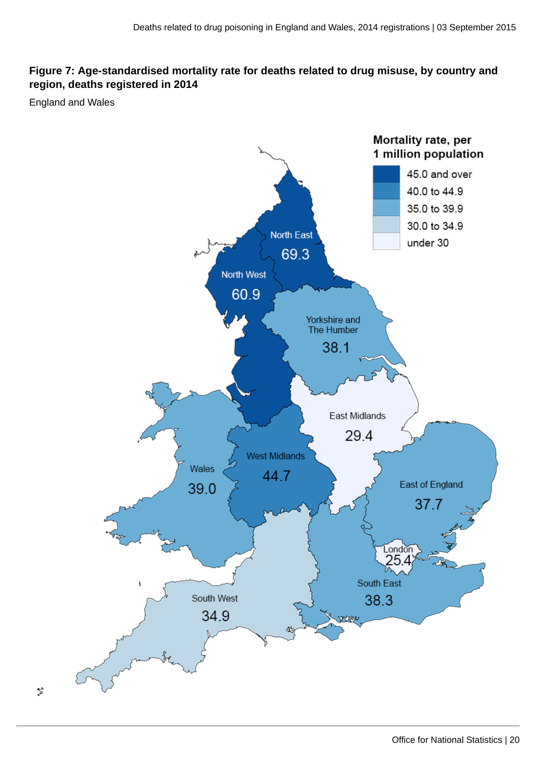**Figure 7: Age-standardised mortality rate for deaths related to drug misuse, by country and region, deaths registered in 2014**

England and Wales

**Mortality rate, per 1 million population**

- 45.0 and over
- 40.0 to 44.9
- 35.0 to 39.9
- 30.0 to 34.9
- under 30

| Region | Mortality rate |
| --- | --- |
| North East | 69.3 |
| North West | 60.9 |
| Yorkshire and The Humber | 38.1 |
| East Midlands | 29.4 |
| West Midlands | 44.7 |
| Wales | 39.0 |
| East of England | 37.7 |
| London | 25.4 |
| South East | 38.3 |
| South West | 34.9 |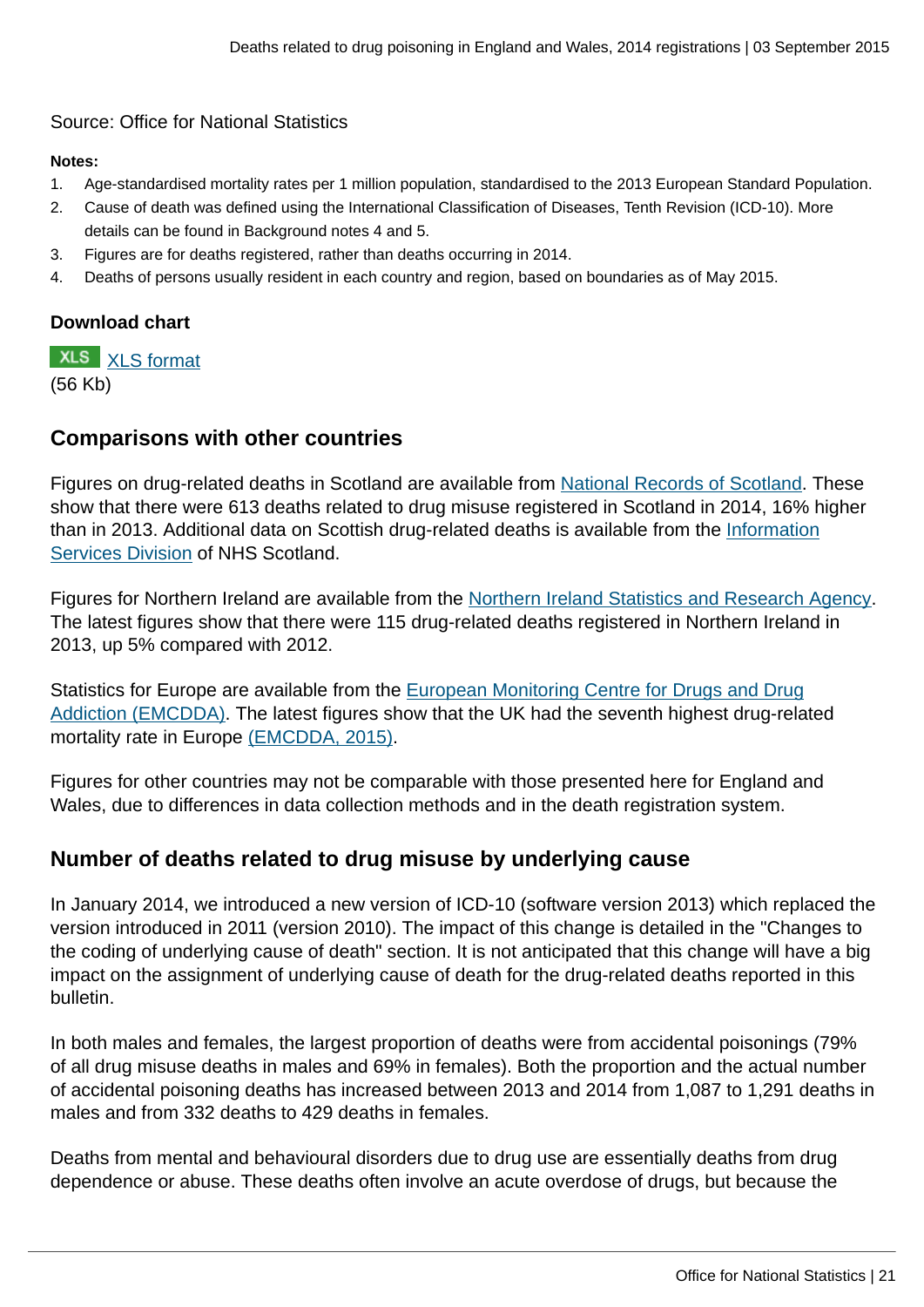Source: Office for National Statistics

**Notes:**

1. Age-standardised mortality rates per 1 million population, standardised to the 2013 European Standard Population.
2. Cause of death was defined using the International Classification of Diseases, Tenth Revision (ICD-10). More details can be found in Background notes 4 and 5.
3. Figures are for deaths registered, rather than deaths occurring in 2014.
4. Deaths of persons usually resident in each country and region, based on boundaries as of May 2015.

**Download chart**

XLS [XLS format](#)
(56 Kb)

## Comparisons with other countries

Figures on drug-related deaths in Scotland are available from [National Records of Scotland](#). These show that there were 613 deaths related to drug misuse registered in Scotland in 2014, 16% higher than in 2013. Additional data on Scottish drug-related deaths is available from the [Information Services Division](#) of NHS Scotland.

Figures for Northern Ireland are available from the [Northern Ireland Statistics and Research Agency](#). The latest figures show that there were 115 drug-related deaths registered in Northern Ireland in 2013, up 5% compared with 2012.

Statistics for Europe are available from the [European Monitoring Centre for Drugs and Drug Addiction (EMCDDA)](#). The latest figures show that the UK had the seventh highest drug-related mortality rate in Europe [(EMCDDA, 2015)](#).

Figures for other countries may not be comparable with those presented here for England and Wales, due to differences in data collection methods and in the death registration system.

## Number of deaths related to drug misuse by underlying cause

In January 2014, we introduced a new version of ICD-10 (software version 2013) which replaced the version introduced in 2011 (version 2010). The impact of this change is detailed in the "Changes to the coding of underlying cause of death" section. It is not anticipated that this change will have a big impact on the assignment of underlying cause of death for the drug-related deaths reported in this bulletin.

In both males and females, the largest proportion of deaths were from accidental poisonings (79% of all drug misuse deaths in males and 69% in females). Both the proportion and the actual number of accidental poisoning deaths has increased between 2013 and 2014 from 1,087 to 1,291 deaths in males and from 332 deaths to 429 deaths in females.

Deaths from mental and behavioural disorders due to drug use are essentially deaths from drug dependence or abuse. These deaths often involve an acute overdose of drugs, but because the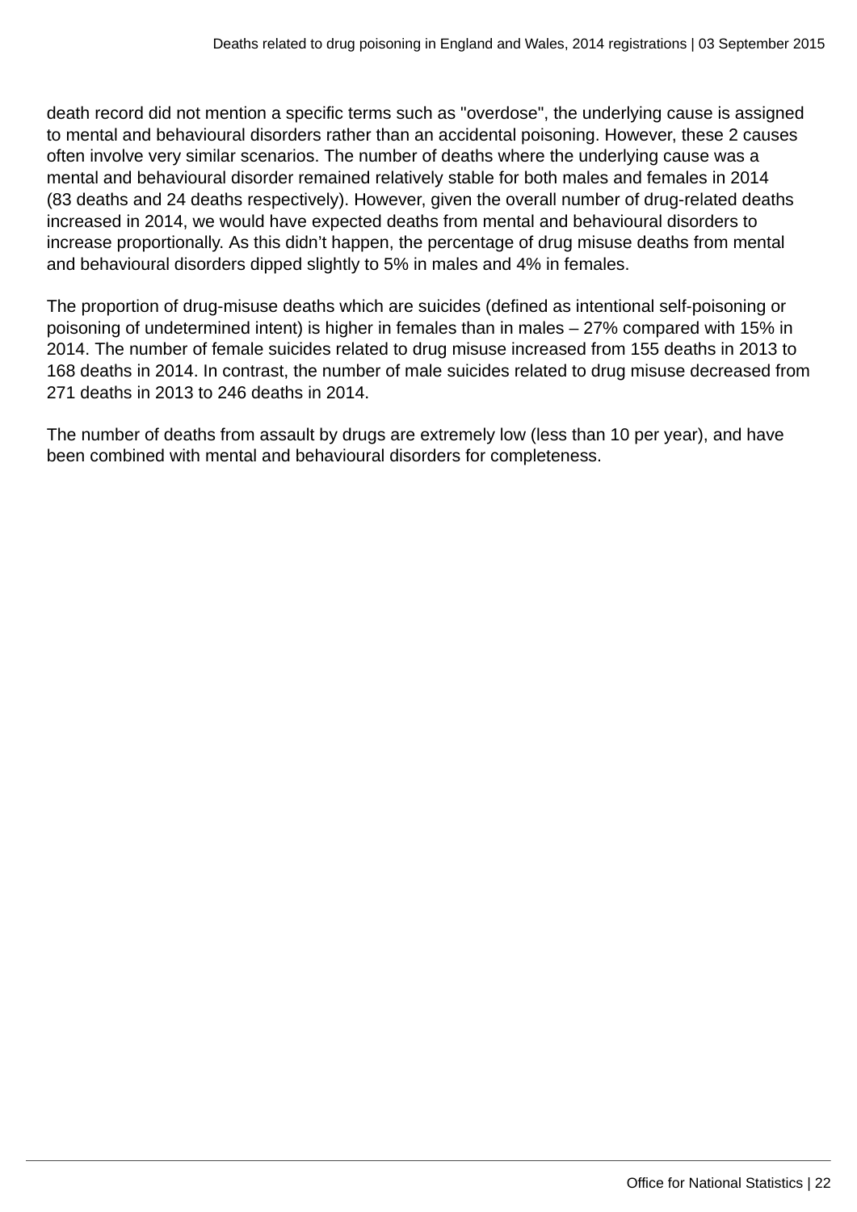death record did not mention a specific terms such as "overdose", the underlying cause is assigned to mental and behavioural disorders rather than an accidental poisoning. However, these 2 causes often involve very similar scenarios. The number of deaths where the underlying cause was a mental and behavioural disorder remained relatively stable for both males and females in 2014 (83 deaths and 24 deaths respectively). However, given the overall number of drug-related deaths increased in 2014, we would have expected deaths from mental and behavioural disorders to increase proportionally. As this didn't happen, the percentage of drug misuse deaths from mental and behavioural disorders dipped slightly to 5% in males and 4% in females.

The proportion of drug-misuse deaths which are suicides (defined as intentional self-poisoning or poisoning of undetermined intent) is higher in females than in males – 27% compared with 15% in 2014. The number of female suicides related to drug misuse increased from 155 deaths in 2013 to 168 deaths in 2014. In contrast, the number of male suicides related to drug misuse decreased from 271 deaths in 2013 to 246 deaths in 2014.

The number of deaths from assault by drugs are extremely low (less than 10 per year), and have been combined with mental and behavioural disorders for completeness.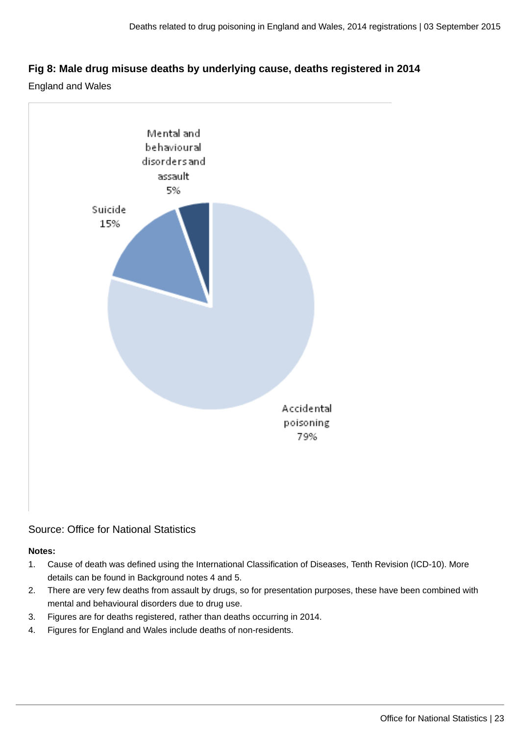## Fig 8: Male drug misuse deaths by underlying cause, deaths registered in 2014

England and Wales

Mental and behavioural disorders and assault 5%

Suicide 15%

Accidental poisoning 79%

Source: Office for National Statistics

**Notes:**

1. Cause of death was defined using the International Classification of Diseases, Tenth Revision (ICD-10). More details can be found in Background notes 4 and 5.
2. There are very few deaths from assault by drugs, so for presentation purposes, these have been combined with mental and behavioural disorders due to drug use.
3. Figures are for deaths registered, rather than deaths occurring in 2014.
4. Figures for England and Wales include deaths of non-residents.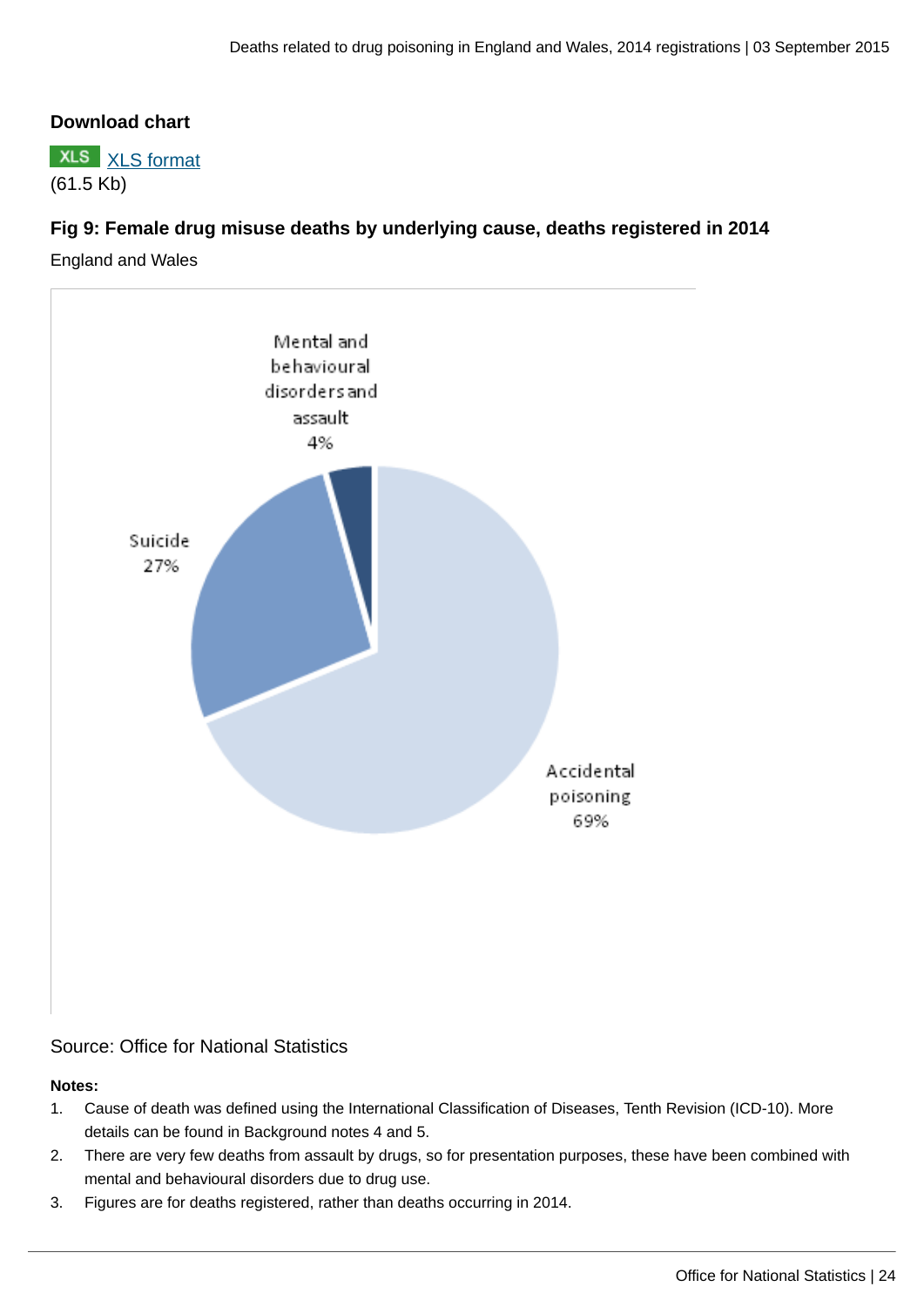**Download chart**

XLS XLS format
(61.5 Kb)

**Fig 9: Female drug misuse deaths by underlying cause, deaths registered in 2014**

England and Wales

Mental and behavioural disorders and assault 4%

Suicide 27%

Accidental poisoning 69%

Source: Office for National Statistics

**Notes:**

1. Cause of death was defined using the International Classification of Diseases, Tenth Revision (ICD-10). More details can be found in Background notes 4 and 5.
2. There are very few deaths from assault by drugs, so for presentation purposes, these have been combined with mental and behavioural disorders due to drug use.
3. Figures are for deaths registered, rather than deaths occurring in 2014.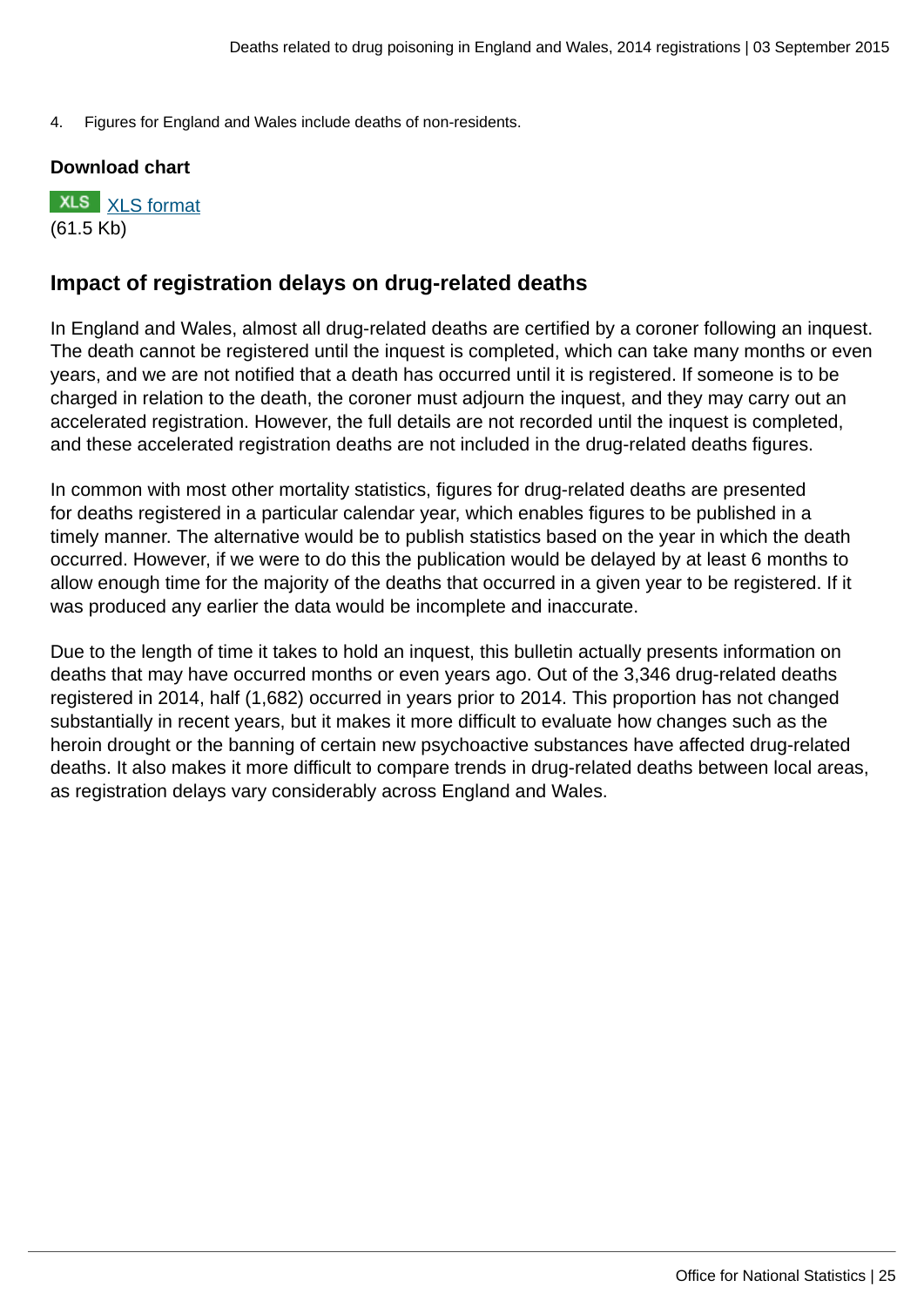4. Figures for England and Wales include deaths of non-residents.

**Download chart**

XLS [XLS format](#)
(61.5 Kb)

## Impact of registration delays on drug-related deaths

In England and Wales, almost all drug-related deaths are certified by a coroner following an inquest. The death cannot be registered until the inquest is completed, which can take many months or even years, and we are not notified that a death has occurred until it is registered. If someone is to be charged in relation to the death, the coroner must adjourn the inquest, and they may carry out an accelerated registration. However, the full details are not recorded until the inquest is completed, and these accelerated registration deaths are not included in the drug-related deaths figures.

In common with most other mortality statistics, figures for drug-related deaths are presented for deaths registered in a particular calendar year, which enables figures to be published in a timely manner. The alternative would be to publish statistics based on the year in which the death occurred. However, if we were to do this the publication would be delayed by at least 6 months to allow enough time for the majority of the deaths that occurred in a given year to be registered. If it was produced any earlier the data would be incomplete and inaccurate.

Due to the length of time it takes to hold an inquest, this bulletin actually presents information on deaths that may have occurred months or even years ago. Out of the 3,346 drug-related deaths registered in 2014, half (1,682) occurred in years prior to 2014. This proportion has not changed substantially in recent years, but it makes it more difficult to evaluate how changes such as the heroin drought or the banning of certain new psychoactive substances have affected drug-related deaths. It also makes it more difficult to compare trends in drug-related deaths between local areas, as registration delays vary considerably across England and Wales.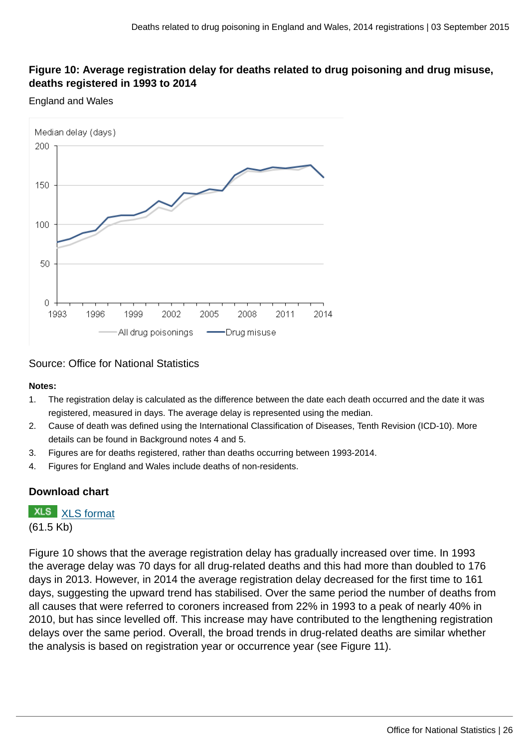**Figure 10: Average registration delay for deaths related to drug poisoning and drug misuse, deaths registered in 1993 to 2014**

England and Wales

Source: Office for National Statistics

**Notes:**

1. The registration delay is calculated as the difference between the date each death occurred and the date it was registered, measured in days. The average delay is represented using the median.
2. Cause of death was defined using the International Classification of Diseases, Tenth Revision (ICD-10). More details can be found in Background notes 4 and 5.
3. Figures are for deaths registered, rather than deaths occurring between 1993-2014.
4. Figures for England and Wales include deaths of non-residents.

**Download chart**

XLS [XLS format](#)
(61.5 Kb)

Figure 10 shows that the average registration delay has gradually increased over time. In 1993 the average delay was 70 days for all drug-related deaths and this had more than doubled to 176 days in 2013. However, in 2014 the average registration delay decreased for the first time to 161 days, suggesting the upward trend has stabilised. Over the same period the number of deaths from all causes that were referred to coroners increased from 22% in 1993 to a peak of nearly 40% in 2010, but has since levelled off. This increase may have contributed to the lengthening registration delays over the same period. Overall, the broad trends in drug-related deaths are similar whether the analysis is based on registration year or occurrence year (see Figure 11).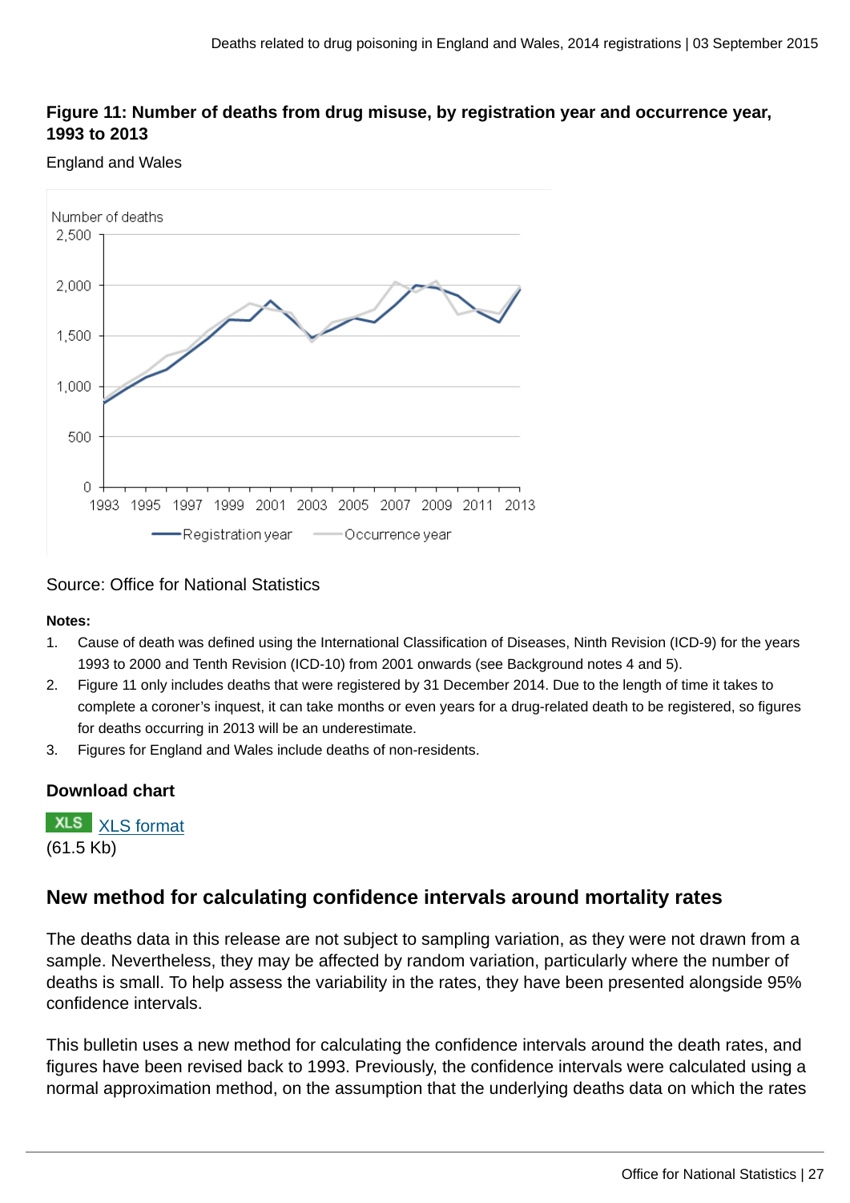**Figure 11: Number of deaths from drug misuse, by registration year and occurrence year, 1993 to 2013**

England and Wales

Source: Office for National Statistics

**Notes:**

1. Cause of death was defined using the International Classification of Diseases, Ninth Revision (ICD-9) for the years 1993 to 2000 and Tenth Revision (ICD-10) from 2001 onwards (see Background notes 4 and 5).
2. Figure 11 only includes deaths that were registered by 31 December 2014. Due to the length of time it takes to complete a coroner's inquest, it can take months or even years for a drug-related death to be registered, so figures for deaths occurring in 2013 will be an underestimate.
3. Figures for England and Wales include deaths of non-residents.

**Download chart**

XLS XLS format
(61.5 Kb)

## New method for calculating confidence intervals around mortality rates

The deaths data in this release are not subject to sampling variation, as they were not drawn from a sample. Nevertheless, they may be affected by random variation, particularly where the number of deaths is small. To help assess the variability in the rates, they have been presented alongside 95% confidence intervals.

This bulletin uses a new method for calculating the confidence intervals around the death rates, and figures have been revised back to 1993. Previously, the confidence intervals were calculated using a normal approximation method, on the assumption that the underlying deaths data on which the rates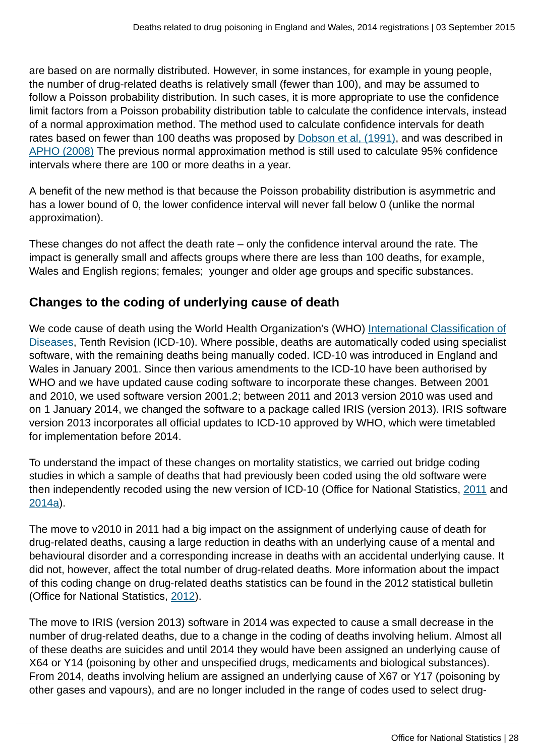are based on are normally distributed. However, in some instances, for example in young people, the number of drug-related deaths is relatively small (fewer than 100), and may be assumed to follow a Poisson probability distribution. In such cases, it is more appropriate to use the confidence limit factors from a Poisson probability distribution table to calculate the confidence intervals, instead of a normal approximation method. The method used to calculate confidence intervals for death rates based on fewer than 100 deaths was proposed by Dobson et al, (1991), and was described in APHO (2008) The previous normal approximation method is still used to calculate 95% confidence intervals where there are 100 or more deaths in a year.

A benefit of the new method is that because the Poisson probability distribution is asymmetric and has a lower bound of 0, the lower confidence interval will never fall below 0 (unlike the normal approximation).

These changes do not affect the death rate – only the confidence interval around the rate. The impact is generally small and affects groups where there are less than 100 deaths, for example, Wales and English regions; females; younger and older age groups and specific substances.

## Changes to the coding of underlying cause of death

We code cause of death using the World Health Organization's (WHO) International Classification of Diseases, Tenth Revision (ICD-10). Where possible, deaths are automatically coded using specialist software, with the remaining deaths being manually coded. ICD-10 was introduced in England and Wales in January 2001. Since then various amendments to the ICD-10 have been authorised by WHO and we have updated cause coding software to incorporate these changes. Between 2001 and 2010, we used software version 2001.2; between 2011 and 2013 version 2010 was used and on 1 January 2014, we changed the software to a package called IRIS (version 2013). IRIS software version 2013 incorporates all official updates to ICD-10 approved by WHO, which were timetabled for implementation before 2014.

To understand the impact of these changes on mortality statistics, we carried out bridge coding studies in which a sample of deaths that had previously been coded using the old software were then independently recoded using the new version of ICD-10 (Office for National Statistics, 2011 and 2014a).

The move to v2010 in 2011 had a big impact on the assignment of underlying cause of death for drug-related deaths, causing a large reduction in deaths with an underlying cause of a mental and behavioural disorder and a corresponding increase in deaths with an accidental underlying cause. It did not, however, affect the total number of drug-related deaths. More information about the impact of this coding change on drug-related deaths statistics can be found in the 2012 statistical bulletin (Office for National Statistics, 2012).

The move to IRIS (version 2013) software in 2014 was expected to cause a small decrease in the number of drug-related deaths, due to a change in the coding of deaths involving helium. Almost all of these deaths are suicides and until 2014 they would have been assigned an underlying cause of X64 or Y14 (poisoning by other and unspecified drugs, medicaments and biological substances). From 2014, deaths involving helium are assigned an underlying cause of X67 or Y17 (poisoning by other gases and vapours), and are no longer included in the range of codes used to select drug-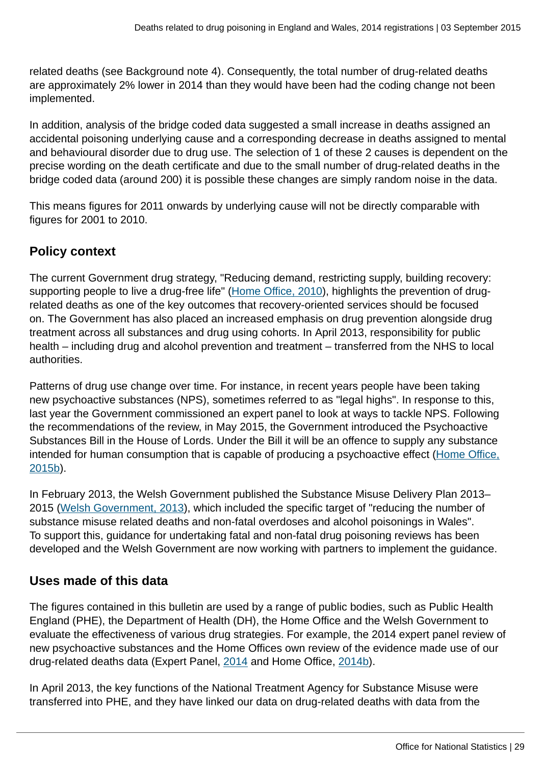related deaths (see Background note 4). Consequently, the total number of drug-related deaths are approximately 2% lower in 2014 than they would have been had the coding change not been implemented.

In addition, analysis of the bridge coded data suggested a small increase in deaths assigned an accidental poisoning underlying cause and a corresponding decrease in deaths assigned to mental and behavioural disorder due to drug use. The selection of 1 of these 2 causes is dependent on the precise wording on the death certificate and due to the small number of drug-related deaths in the bridge coded data (around 200) it is possible these changes are simply random noise in the data.

This means figures for 2011 onwards by underlying cause will not be directly comparable with figures for 2001 to 2010.

## Policy context

The current Government drug strategy, "Reducing demand, restricting supply, building recovery: supporting people to live a drug-free life" (Home Office, 2010), highlights the prevention of drug-related deaths as one of the key outcomes that recovery-oriented services should be focused on. The Government has also placed an increased emphasis on drug prevention alongside drug treatment across all substances and drug using cohorts. In April 2013, responsibility for public health – including drug and alcohol prevention and treatment – transferred from the NHS to local authorities.

Patterns of drug use change over time. For instance, in recent years people have been taking new psychoactive substances (NPS), sometimes referred to as "legal highs". In response to this, last year the Government commissioned an expert panel to look at ways to tackle NPS. Following the recommendations of the review, in May 2015, the Government introduced the Psychoactive Substances Bill in the House of Lords. Under the Bill it will be an offence to supply any substance intended for human consumption that is capable of producing a psychoactive effect (Home Office, 2015b).

In February 2013, the Welsh Government published the Substance Misuse Delivery Plan 2013–2015 (Welsh Government, 2013), which included the specific target of "reducing the number of substance misuse related deaths and non-fatal overdoses and alcohol poisonings in Wales". To support this, guidance for undertaking fatal and non-fatal drug poisoning reviews has been developed and the Welsh Government are now working with partners to implement the guidance.

## Uses made of this data

The figures contained in this bulletin are used by a range of public bodies, such as Public Health England (PHE), the Department of Health (DH), the Home Office and the Welsh Government to evaluate the effectiveness of various drug strategies. For example, the 2014 expert panel review of new psychoactive substances and the Home Offices own review of the evidence made use of our drug-related deaths data (Expert Panel, 2014 and Home Office, 2014b).

In April 2013, the key functions of the National Treatment Agency for Substance Misuse were transferred into PHE, and they have linked our data on drug-related deaths with data from the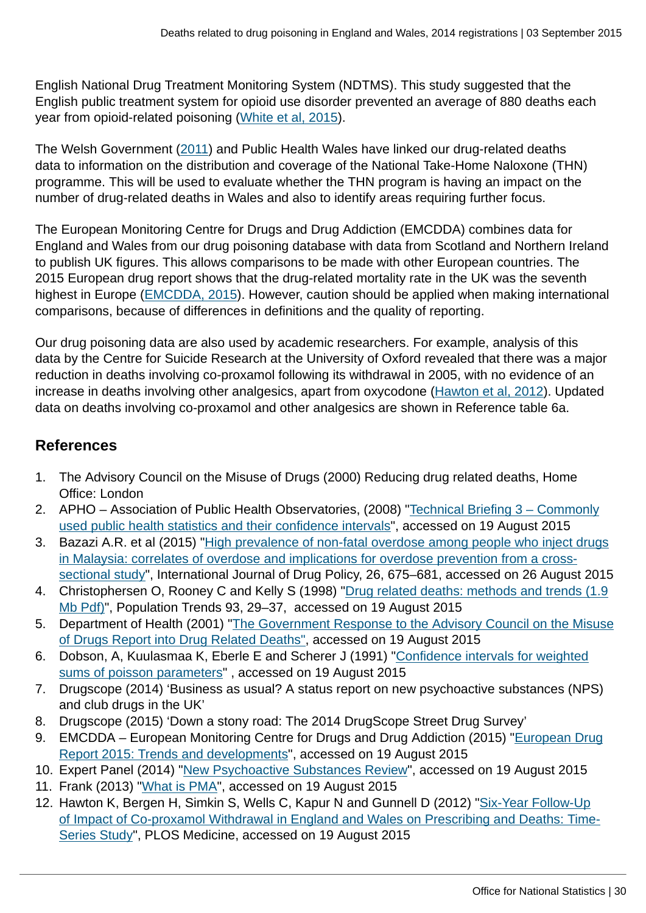English National Drug Treatment Monitoring System (NDTMS). This study suggested that the English public treatment system for opioid use disorder prevented an average of 880 deaths each year from opioid-related poisoning (White et al, 2015).

The Welsh Government (2011) and Public Health Wales have linked our drug-related deaths data to information on the distribution and coverage of the National Take-Home Naloxone (THN) programme. This will be used to evaluate whether the THN program is having an impact on the number of drug-related deaths in Wales and also to identify areas requiring further focus.

The European Monitoring Centre for Drugs and Drug Addiction (EMCDDA) combines data for England and Wales from our drug poisoning database with data from Scotland and Northern Ireland to publish UK figures. This allows comparisons to be made with other European countries. The 2015 European drug report shows that the drug-related mortality rate in the UK was the seventh highest in Europe (EMCDDA, 2015). However, caution should be applied when making international comparisons, because of differences in definitions and the quality of reporting.

Our drug poisoning data are also used by academic researchers. For example, analysis of this data by the Centre for Suicide Research at the University of Oxford revealed that there was a major reduction in deaths involving co-proxamol following its withdrawal in 2005, with no evidence of an increase in deaths involving other analgesics, apart from oxycodone (Hawton et al, 2012). Updated data on deaths involving co-proxamol and other analgesics are shown in Reference table 6a.

## References

1. The Advisory Council on the Misuse of Drugs (2000) Reducing drug related deaths, Home Office: London
2. APHO – Association of Public Health Observatories, (2008) "Technical Briefing 3 – Commonly used public health statistics and their confidence intervals", accessed on 19 August 2015
3. Bazazi A.R. et al (2015) "High prevalence of non-fatal overdose among people who inject drugs in Malaysia: correlates of overdose and implications for overdose prevention from a cross-sectional study", International Journal of Drug Policy, 26, 675–681, accessed on 26 August 2015
4. Christophersen O, Rooney C and Kelly S (1998) "Drug related deaths: methods and trends (1.9 Mb Pdf)", Population Trends 93, 29–37, accessed on 19 August 2015
5. Department of Health (2001) "The Government Response to the Advisory Council on the Misuse of Drugs Report into Drug Related Deaths", accessed on 19 August 2015
6. Dobson, A, Kuulasmaa K, Eberle E and Scherer J (1991) "Confidence intervals for weighted sums of poisson parameters" , accessed on 19 August 2015
7. Drugscope (2014) 'Business as usual? A status report on new psychoactive substances (NPS) and club drugs in the UK'
8. Drugscope (2015) 'Down a stony road: The 2014 DrugScope Street Drug Survey'
9. EMCDDA – European Monitoring Centre for Drugs and Drug Addiction (2015) "European Drug Report 2015: Trends and developments", accessed on 19 August 2015
10. Expert Panel (2014) "New Psychoactive Substances Review", accessed on 19 August 2015
11. Frank (2013) "What is PMA", accessed on 19 August 2015
12. Hawton K, Bergen H, Simkin S, Wells C, Kapur N and Gunnell D (2012) "Six-Year Follow-Up of Impact of Co-proxamol Withdrawal in England and Wales on Prescribing and Deaths: Time-Series Study", PLOS Medicine, accessed on 19 August 2015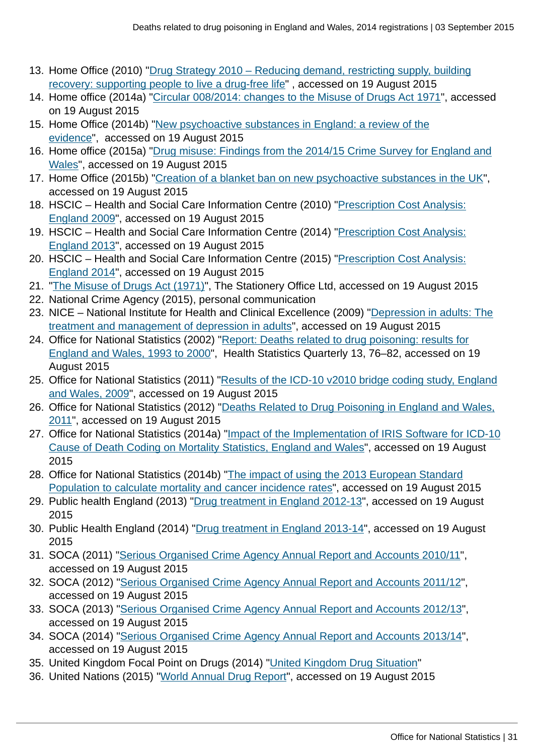13. Home Office (2010) "Drug Strategy 2010 – Reducing demand, restricting supply, building recovery: supporting people to live a drug-free life" , accessed on 19 August 2015
14. Home office (2014a) "Circular 008/2014: changes to the Misuse of Drugs Act 1971", accessed on 19 August 2015
15. Home Office (2014b) "New psychoactive substances in England: a review of the evidence", accessed on 19 August 2015
16. Home office (2015a) "Drug misuse: Findings from the 2014/15 Crime Survey for England and Wales", accessed on 19 August 2015
17. Home Office (2015b) "Creation of a blanket ban on new psychoactive substances in the UK", accessed on 19 August 2015
18. HSCIC – Health and Social Care Information Centre (2010) "Prescription Cost Analysis: England 2009", accessed on 19 August 2015
19. HSCIC – Health and Social Care Information Centre (2014) "Prescription Cost Analysis: England 2013", accessed on 19 August 2015
20. HSCIC – Health and Social Care Information Centre (2015) "Prescription Cost Analysis: England 2014", accessed on 19 August 2015
21. "The Misuse of Drugs Act (1971)", The Stationery Office Ltd, accessed on 19 August 2015
22. National Crime Agency (2015), personal communication
23. NICE – National Institute for Health and Clinical Excellence (2009) "Depression in adults: The treatment and management of depression in adults", accessed on 19 August 2015
24. Office for National Statistics (2002) "Report: Deaths related to drug poisoning: results for England and Wales, 1993 to 2000", Health Statistics Quarterly 13, 76–82, accessed on 19 August 2015
25. Office for National Statistics (2011) "Results of the ICD-10 v2010 bridge coding study, England and Wales, 2009", accessed on 19 August 2015
26. Office for National Statistics (2012) "Deaths Related to Drug Poisoning in England and Wales, 2011", accessed on 19 August 2015
27. Office for National Statistics (2014a) "Impact of the Implementation of IRIS Software for ICD-10 Cause of Death Coding on Mortality Statistics, England and Wales", accessed on 19 August 2015
28. Office for National Statistics (2014b) "The impact of using the 2013 European Standard Population to calculate mortality and cancer incidence rates", accessed on 19 August 2015
29. Public health England (2013) "Drug treatment in England 2012-13", accessed on 19 August 2015
30. Public Health England (2014) "Drug treatment in England 2013-14", accessed on 19 August 2015
31. SOCA (2011) "Serious Organised Crime Agency Annual Report and Accounts 2010/11", accessed on 19 August 2015
32. SOCA (2012) "Serious Organised Crime Agency Annual Report and Accounts 2011/12", accessed on 19 August 2015
33. SOCA (2013) "Serious Organised Crime Agency Annual Report and Accounts 2012/13", accessed on 19 August 2015
34. SOCA (2014) "Serious Organised Crime Agency Annual Report and Accounts 2013/14", accessed on 19 August 2015
35. United Kingdom Focal Point on Drugs (2014) "United Kingdom Drug Situation"
36. United Nations (2015) "World Annual Drug Report", accessed on 19 August 2015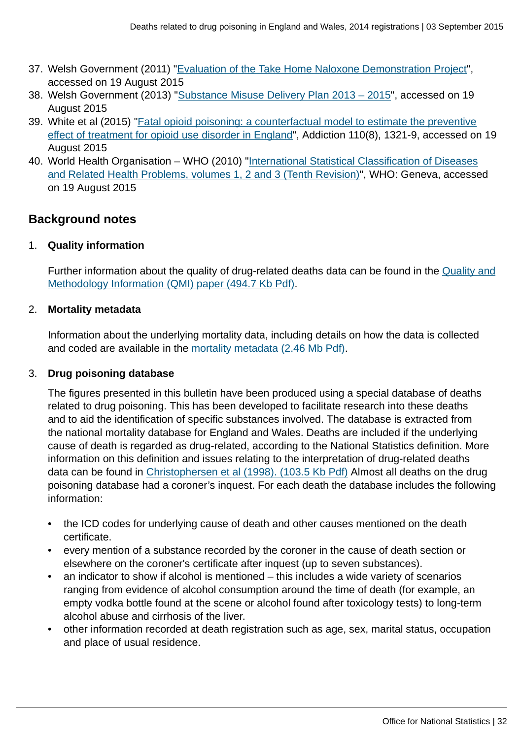37. Welsh Government (2011) "Evaluation of the Take Home Naloxone Demonstration Project", accessed on 19 August 2015
38. Welsh Government (2013) "Substance Misuse Delivery Plan 2013 – 2015", accessed on 19 August 2015
39. White et al (2015) "Fatal opioid poisoning: a counterfactual model to estimate the preventive effect of treatment for opioid use disorder in England", Addiction 110(8), 1321-9, accessed on 19 August 2015
40. World Health Organisation – WHO (2010) "International Statistical Classification of Diseases and Related Health Problems, volumes 1, 2 and 3 (Tenth Revision)", WHO: Geneva, accessed on 19 August 2015

## Background notes

1. **Quality information**

   Further information about the quality of drug-related deaths data can be found in the Quality and Methodology Information (QMI) paper (494.7 Kb Pdf).

2. **Mortality metadata**

   Information about the underlying mortality data, including details on how the data is collected and coded are available in the mortality metadata (2.46 Mb Pdf).

3. **Drug poisoning database**

   The figures presented in this bulletin have been produced using a special database of deaths related to drug poisoning. This has been developed to facilitate research into these deaths and to aid the identification of specific substances involved. The database is extracted from the national mortality database for England and Wales. Deaths are included if the underlying cause of death is regarded as drug-related, according to the National Statistics definition. More information on this definition and issues relating to the interpretation of drug-related deaths data can be found in Christophersen et al (1998). (103.5 Kb Pdf) Almost all deaths on the drug poisoning database had a coroner's inquest. For each death the database includes the following information:

   - the ICD codes for underlying cause of death and other causes mentioned on the death certificate.
   - every mention of a substance recorded by the coroner in the cause of death section or elsewhere on the coroner's certificate after inquest (up to seven substances).
   - an indicator to show if alcohol is mentioned – this includes a wide variety of scenarios ranging from evidence of alcohol consumption around the time of death (for example, an empty vodka bottle found at the scene or alcohol found after toxicology tests) to long-term alcohol abuse and cirrhosis of the liver.
   - other information recorded at death registration such as age, sex, marital status, occupation and place of usual residence.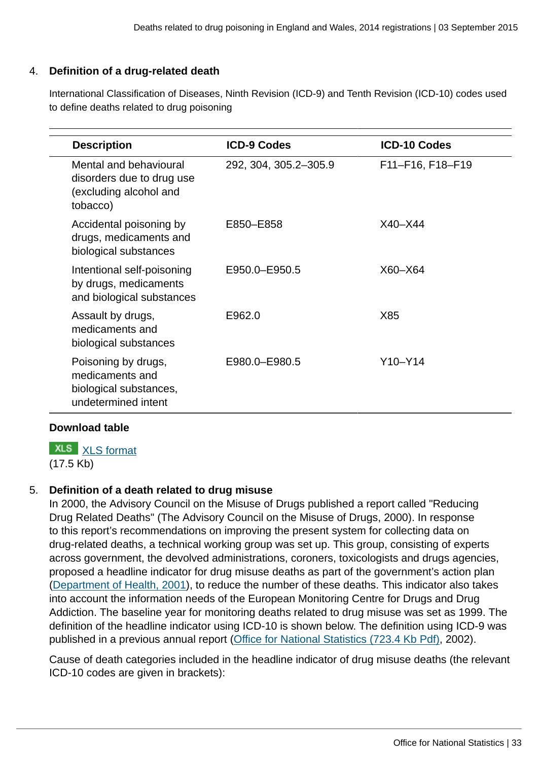4. **Definition of a drug-related death**

International Classification of Diseases, Ninth Revision (ICD-9) and Tenth Revision (ICD-10) codes used to define deaths related to drug poisoning

| Description | ICD-9 Codes | ICD-10 Codes |
|---|---|---|
| Mental and behavioural disorders due to drug use (excluding alcohol and tobacco) | 292, 304, 305.2–305.9 | F11–F16, F18–F19 |
| Accidental poisoning by drugs, medicaments and biological substances | E850–E858 | X40–X44 |
| Intentional self-poisoning by drugs, medicaments and biological substances | E950.0–E950.5 | X60–X64 |
| Assault by drugs, medicaments and biological substances | E962.0 | X85 |
| Poisoning by drugs, medicaments and biological substances, undetermined intent | E980.0–E980.5 | Y10–Y14 |

**Download table**

XLS [XLS format](#)
(17.5 Kb)

5. **Definition of a death related to drug misuse**
In 2000, the Advisory Council on the Misuse of Drugs published a report called "Reducing Drug Related Deaths" (The Advisory Council on the Misuse of Drugs, 2000). In response to this report's recommendations on improving the present system for collecting data on drug-related deaths, a technical working group was set up. This group, consisting of experts across government, the devolved administrations, coroners, toxicologists and drugs agencies, proposed a headline indicator for drug misuse deaths as part of the government's action plan ([Department of Health, 2001](#)), to reduce the number of these deaths. This indicator also takes into account the information needs of the European Monitoring Centre for Drugs and Drug Addiction. The baseline year for monitoring deaths related to drug misuse was set as 1999. The definition of the headline indicator using ICD-10 is shown below. The definition using ICD-9 was published in a previous annual report ([Office for National Statistics (723.4 Kb Pdf)](#), 2002).

Cause of death categories included in the headline indicator of drug misuse deaths (the relevant ICD-10 codes are given in brackets):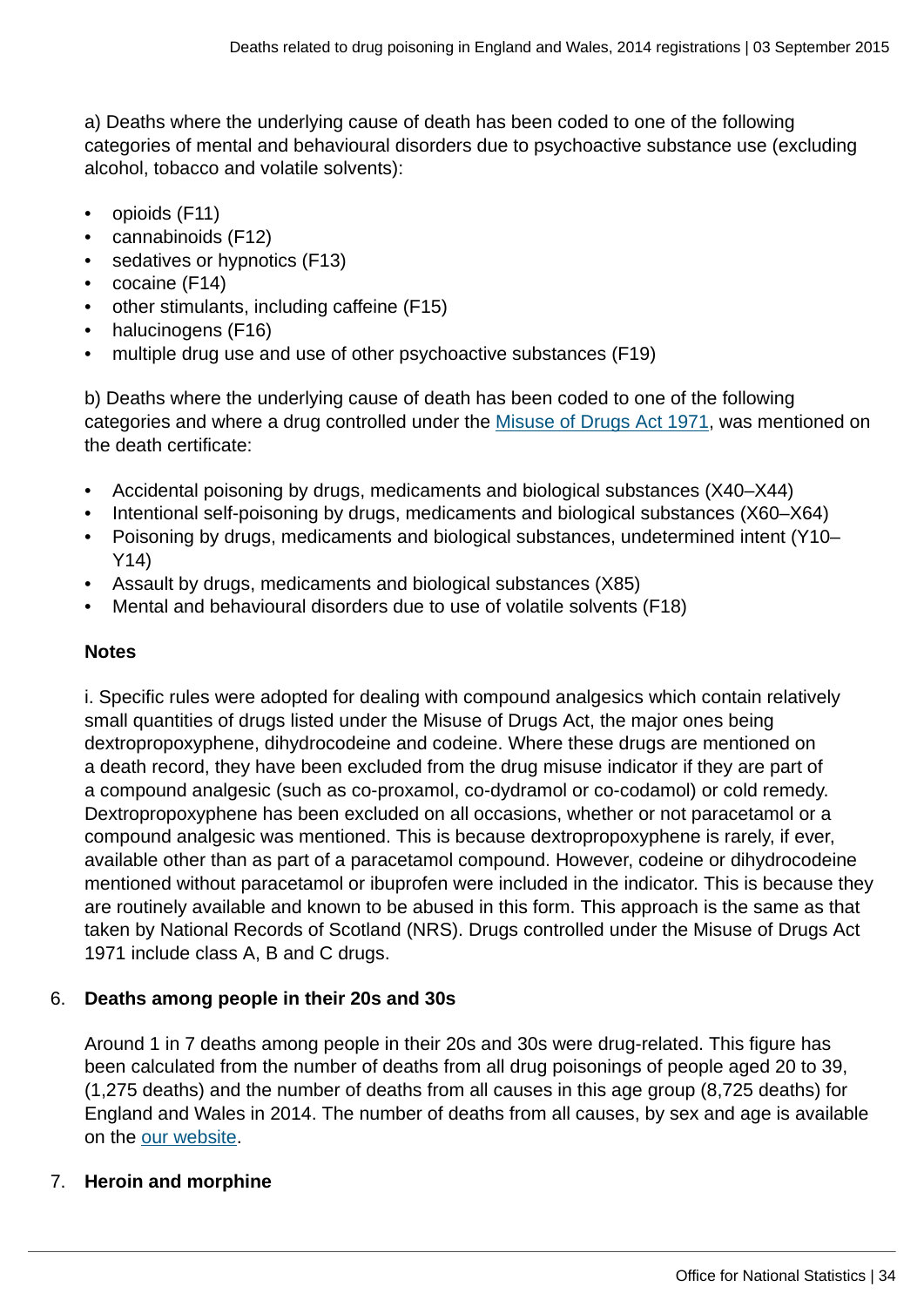a) Deaths where the underlying cause of death has been coded to one of the following categories of mental and behavioural disorders due to psychoactive substance use (excluding alcohol, tobacco and volatile solvents):

- opioids (F11)
- cannabinoids (F12)
- sedatives or hypnotics (F13)
- cocaine (F14)
- other stimulants, including caffeine (F15)
- halucinogens (F16)
- multiple drug use and use of other psychoactive substances (F19)

b) Deaths where the underlying cause of death has been coded to one of the following categories and where a drug controlled under the Misuse of Drugs Act 1971, was mentioned on the death certificate:

- Accidental poisoning by drugs, medicaments and biological substances (X40–X44)
- Intentional self-poisoning by drugs, medicaments and biological substances (X60–X64)
- Poisoning by drugs, medicaments and biological substances, undetermined intent (Y10–Y14)
- Assault by drugs, medicaments and biological substances (X85)
- Mental and behavioural disorders due to use of volatile solvents (F18)

**Notes**

i. Specific rules were adopted for dealing with compound analgesics which contain relatively small quantities of drugs listed under the Misuse of Drugs Act, the major ones being dextropropoxyphene, dihydrocodeine and codeine. Where these drugs are mentioned on a death record, they have been excluded from the drug misuse indicator if they are part of a compound analgesic (such as co-proxamol, co-dydramol or co-codamol) or cold remedy. Dextropropoxyphene has been excluded on all occasions, whether or not paracetamol or a compound analgesic was mentioned. This is because dextropropoxyphene is rarely, if ever, available other than as part of a paracetamol compound. However, codeine or dihydrocodeine mentioned without paracetamol or ibuprofen were included in the indicator. This is because they are routinely available and known to be abused in this form. This approach is the same as that taken by National Records of Scotland (NRS). Drugs controlled under the Misuse of Drugs Act 1971 include class A, B and C drugs.

6. **Deaths among people in their 20s and 30s**

   Around 1 in 7 deaths among people in their 20s and 30s were drug-related. This figure has been calculated from the number of deaths from all drug poisonings of people aged 20 to 39, (1,275 deaths) and the number of deaths from all causes in this age group (8,725 deaths) for England and Wales in 2014. The number of deaths from all causes, by sex and age is available on the our website.

7. **Heroin and morphine**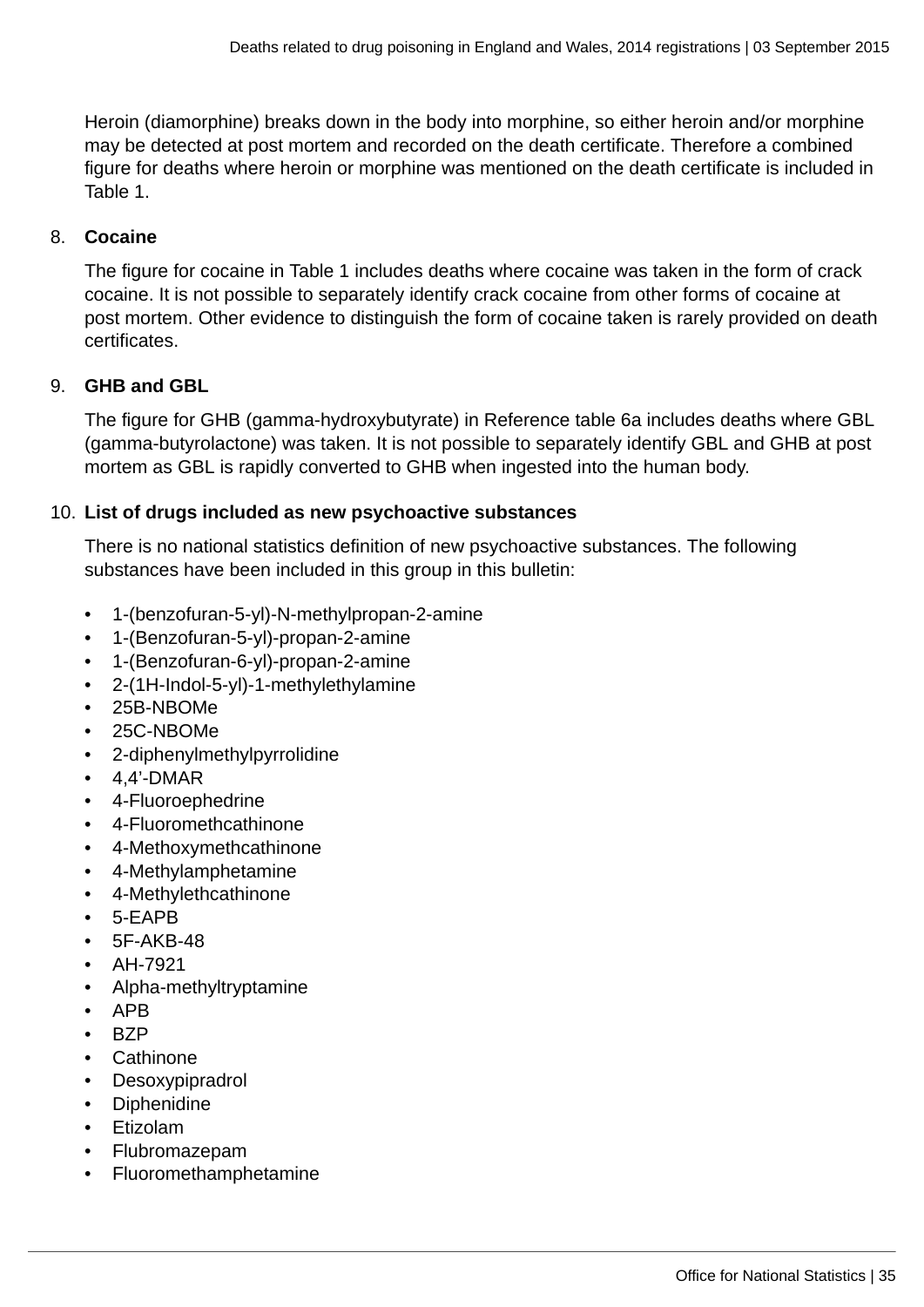Heroin (diamorphine) breaks down in the body into morphine, so either heroin and/or morphine may be detected at post mortem and recorded on the death certificate. Therefore a combined figure for deaths where heroin or morphine was mentioned on the death certificate is included in Table 1.

8. **Cocaine**

   The figure for cocaine in Table 1 includes deaths where cocaine was taken in the form of crack cocaine. It is not possible to separately identify crack cocaine from other forms of cocaine at post mortem. Other evidence to distinguish the form of cocaine taken is rarely provided on death certificates.

9. **GHB and GBL**

   The figure for GHB (gamma-hydroxybutyrate) in Reference table 6a includes deaths where GBL (gamma-butyrolactone) was taken. It is not possible to separately identify GBL and GHB at post mortem as GBL is rapidly converted to GHB when ingested into the human body.

10. **List of drugs included as new psychoactive substances**

    There is no national statistics definition of new psychoactive substances. The following substances have been included in this group in this bulletin:

    - 1-(benzofuran-5-yl)-N-methylpropan-2-amine
    - 1-(Benzofuran-5-yl)-propan-2-amine
    - 1-(Benzofuran-6-yl)-propan-2-amine
    - 2-(1H-Indol-5-yl)-1-methylethylamine
    - 25B-NBOMe
    - 25C-NBOMe
    - 2-diphenylmethylpyrrolidine
    - 4,4’-DMAR
    - 4-Fluoroephedrine
    - 4-Fluoromethcathinone
    - 4-Methoxymethcathinone
    - 4-Methylamphetamine
    - 4-Methylethcathinone
    - 5-EAPB
    - 5F-AKB-48
    - AH-7921
    - Alpha-methyltryptamine
    - APB
    - BZP
    - Cathinone
    - Desoxypipradrol
    - Diphenidine
    - Etizolam
    - Flubromazepam
    - Fluoromethamphetamine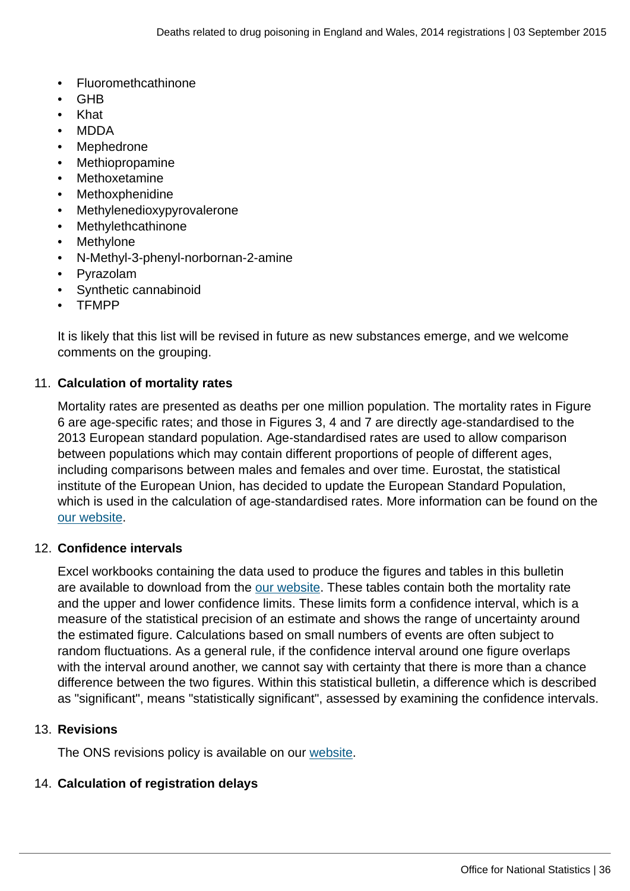- Fluoromethcathinone
- GHB
- Khat
- MDDA
- Mephedrone
- Methiopropamine
- Methoxetamine
- Methoxphenidine
- Methylenedioxypyrovalerone
- Methylethcathinone
- Methylone
- N-Methyl-3-phenyl-norbornan-2-amine
- Pyrazolam
- Synthetic cannabinoid
- TFMPP

It is likely that this list will be revised in future as new substances emerge, and we welcome comments on the grouping.

11. **Calculation of mortality rates**

    Mortality rates are presented as deaths per one million population. The mortality rates in Figure 6 are age-specific rates; and those in Figures 3, 4 and 7 are directly age-standardised to the 2013 European standard population. Age-standardised rates are used to allow comparison between populations which may contain different proportions of people of different ages, including comparisons between males and females and over time. Eurostat, the statistical institute of the European Union, has decided to update the European Standard Population, which is used in the calculation of age-standardised rates. More information can be found on the our website.

12. **Confidence intervals**

    Excel workbooks containing the data used to produce the figures and tables in this bulletin are available to download from the our website. These tables contain both the mortality rate and the upper and lower confidence limits. These limits form a confidence interval, which is a measure of the statistical precision of an estimate and shows the range of uncertainty around the estimated figure. Calculations based on small numbers of events are often subject to random fluctuations. As a general rule, if the confidence interval around one figure overlaps with the interval around another, we cannot say with certainty that there is more than a chance difference between the two figures. Within this statistical bulletin, a difference which is described as "significant", means "statistically significant", assessed by examining the confidence intervals.

13. **Revisions**

    The ONS revisions policy is available on our website.

14. **Calculation of registration delays**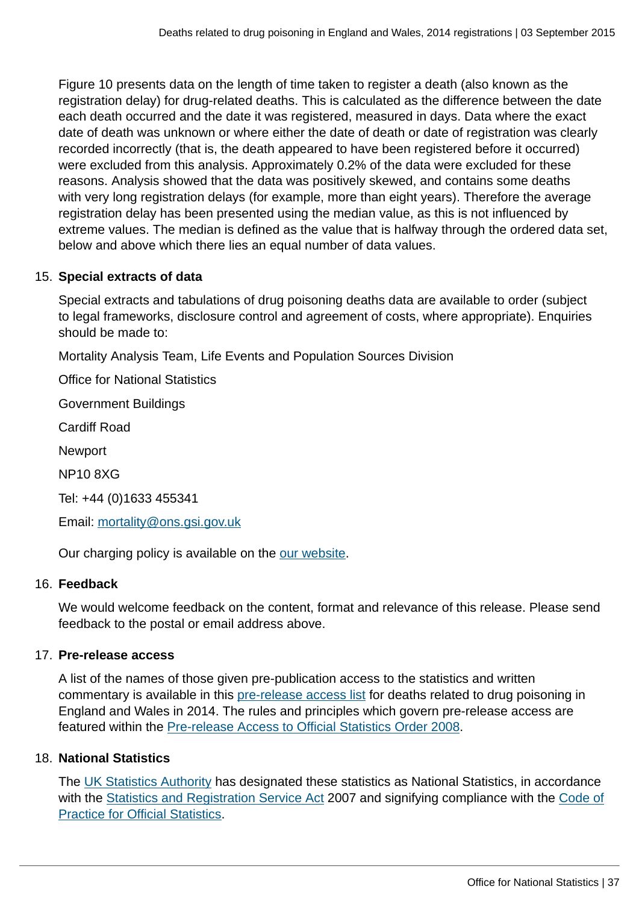Figure 10 presents data on the length of time taken to register a death (also known as the registration delay) for drug-related deaths. This is calculated as the difference between the date each death occurred and the date it was registered, measured in days. Data where the exact date of death was unknown or where either the date of death or date of registration was clearly recorded incorrectly (that is, the death appeared to have been registered before it occurred) were excluded from this analysis. Approximately 0.2% of the data were excluded for these reasons. Analysis showed that the data was positively skewed, and contains some deaths with very long registration delays (for example, more than eight years). Therefore the average registration delay has been presented using the median value, as this is not influenced by extreme values. The median is defined as the value that is halfway through the ordered data set, below and above which there lies an equal number of data values.

15. **Special extracts of data**

    Special extracts and tabulations of drug poisoning deaths data are available to order (subject to legal frameworks, disclosure control and agreement of costs, where appropriate). Enquiries should be made to:

    Mortality Analysis Team, Life Events and Population Sources Division

    Office for National Statistics

    Government Buildings

    Cardiff Road

    Newport

    NP10 8XG

    Tel: +44 (0)1633 455341

    Email: mortality@ons.gsi.gov.uk

    Our charging policy is available on the our website.

16. **Feedback**

    We would welcome feedback on the content, format and relevance of this release. Please send feedback to the postal or email address above.

17. **Pre-release access**

    A list of the names of those given pre-publication access to the statistics and written commentary is available in this pre-release access list for deaths related to drug poisoning in England and Wales in 2014. The rules and principles which govern pre-release access are featured within the Pre-release Access to Official Statistics Order 2008.

18. **National Statistics**

    The UK Statistics Authority has designated these statistics as National Statistics, in accordance with the Statistics and Registration Service Act 2007 and signifying compliance with the Code of Practice for Official Statistics.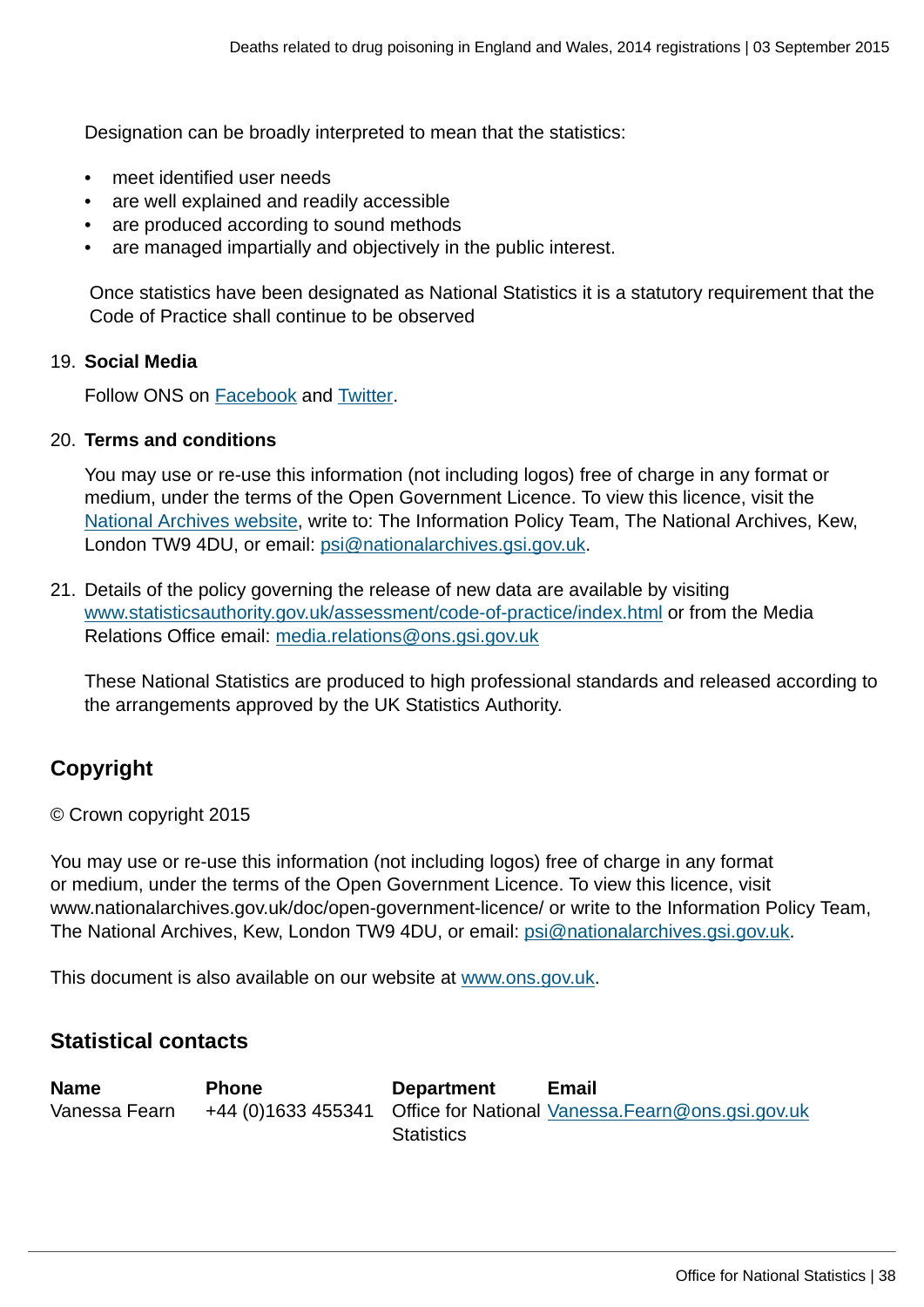Designation can be broadly interpreted to mean that the statistics:

- meet identified user needs
- are well explained and readily accessible
- are produced according to sound methods
- are managed impartially and objectively in the public interest.

Once statistics have been designated as National Statistics it is a statutory requirement that the Code of Practice shall continue to be observed

19. **Social Media**

    Follow ONS on Facebook and Twitter.

20. **Terms and conditions**

    You may use or re-use this information (not including logos) free of charge in any format or medium, under the terms of the Open Government Licence. To view this licence, visit the National Archives website, write to: The Information Policy Team, The National Archives, Kew, London TW9 4DU, or email: psi@nationalarchives.gsi.gov.uk.

21. Details of the policy governing the release of new data are available by visiting www.statisticsauthority.gov.uk/assessment/code-of-practice/index.html or from the Media Relations Office email: media.relations@ons.gsi.gov.uk

    These National Statistics are produced to high professional standards and released according to the arrangements approved by the UK Statistics Authority.

## Copyright

© Crown copyright 2015

You may use or re-use this information (not including logos) free of charge in any format or medium, under the terms of the Open Government Licence. To view this licence, visit www.nationalarchives.gov.uk/doc/open-government-licence/ or write to the Information Policy Team, The National Archives, Kew, London TW9 4DU, or email: psi@nationalarchives.gsi.gov.uk.

This document is also available on our website at www.ons.gov.uk.

## Statistical contacts

| Name | Phone | Department | Email |
| --- | --- | --- | --- |
| Vanessa Fearn | +44 (0)1633 455341 | Office for National Statistics | Vanessa.Fearn@ons.gsi.gov.uk |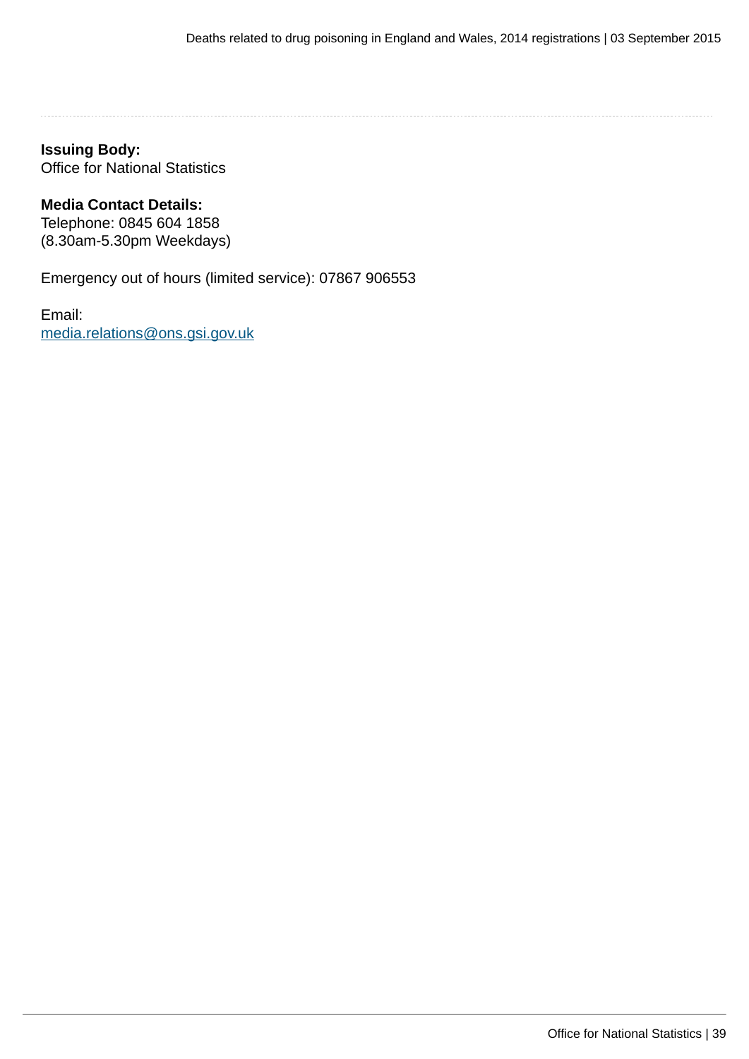**Issuing Body:**
Office for National Statistics

**Media Contact Details:**
Telephone: 0845 604 1858
(8.30am-5.30pm Weekdays)

Emergency out of hours (limited service): 07867 906553

Email:
media.relations@ons.gsi.gov.uk